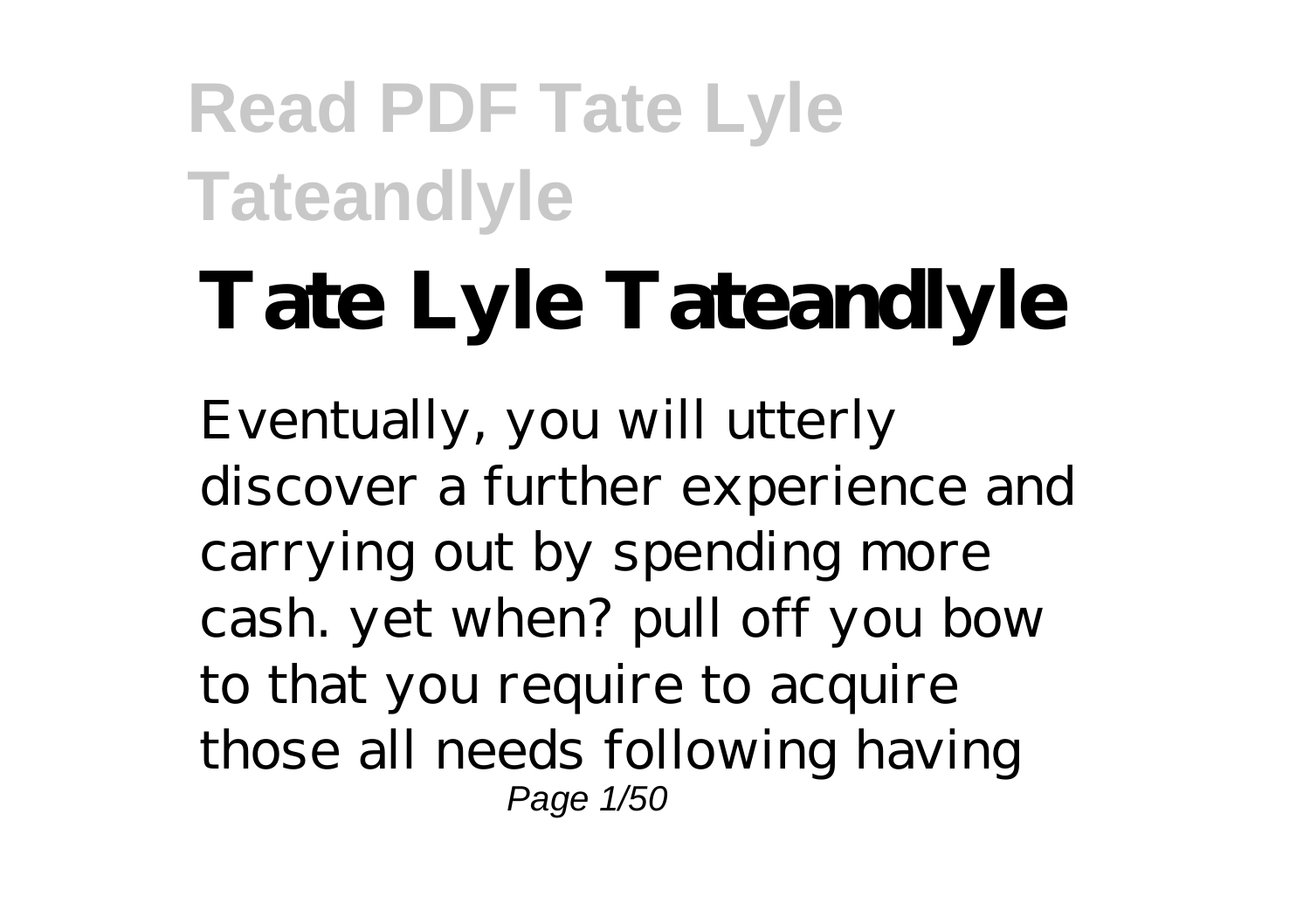# Tate Lyle Tateandlyle

Eventually, you will utterly discover a further experience and carrying out by spending more cash. yet when? pull off you bow to that you require to acquire those all needs following having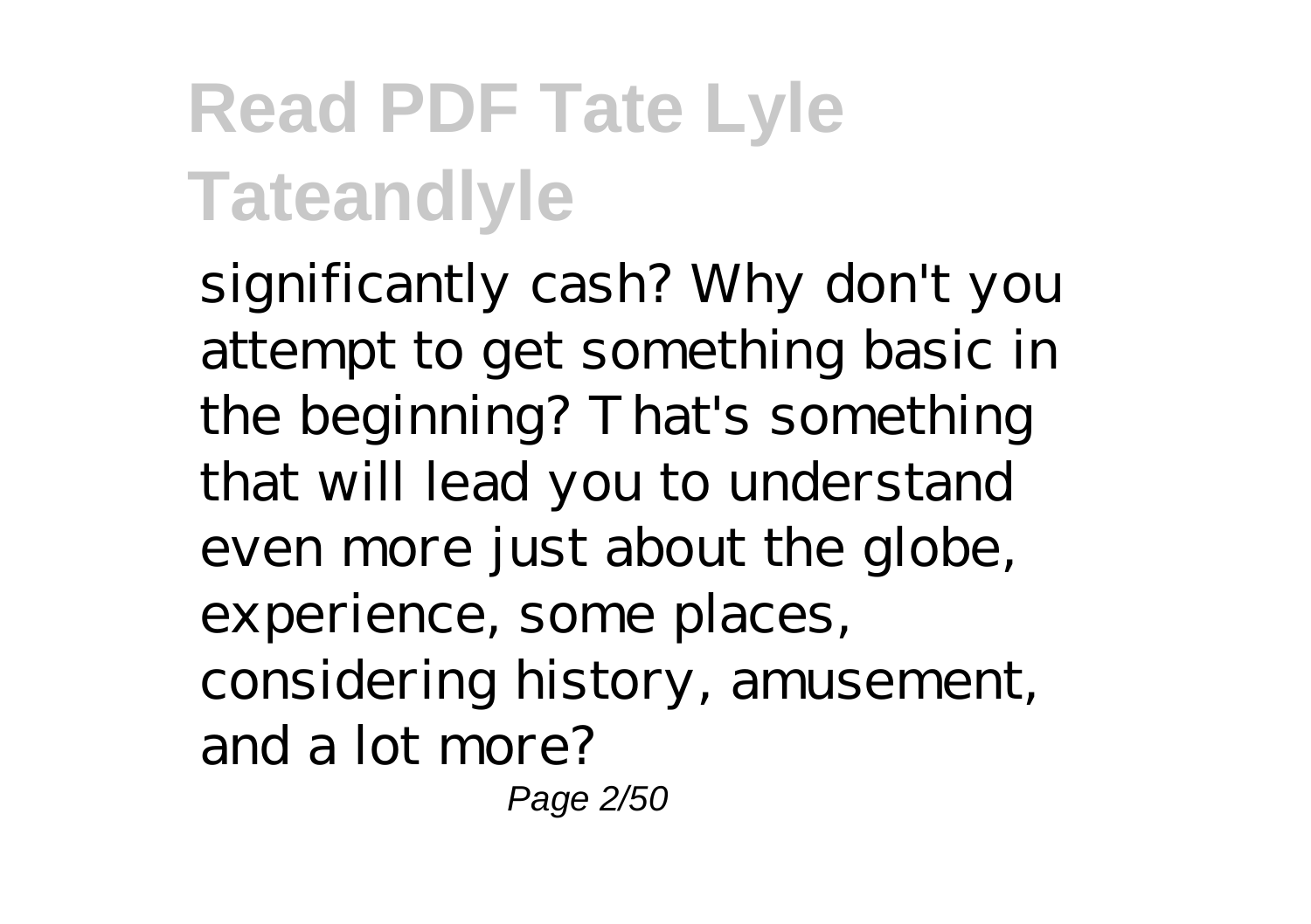significantly cash? Why don't you attempt to get something basic in the beginning? That's something that will lead you to understand even more just about the globe, experience, some places, considering history, amusement, and a lot more?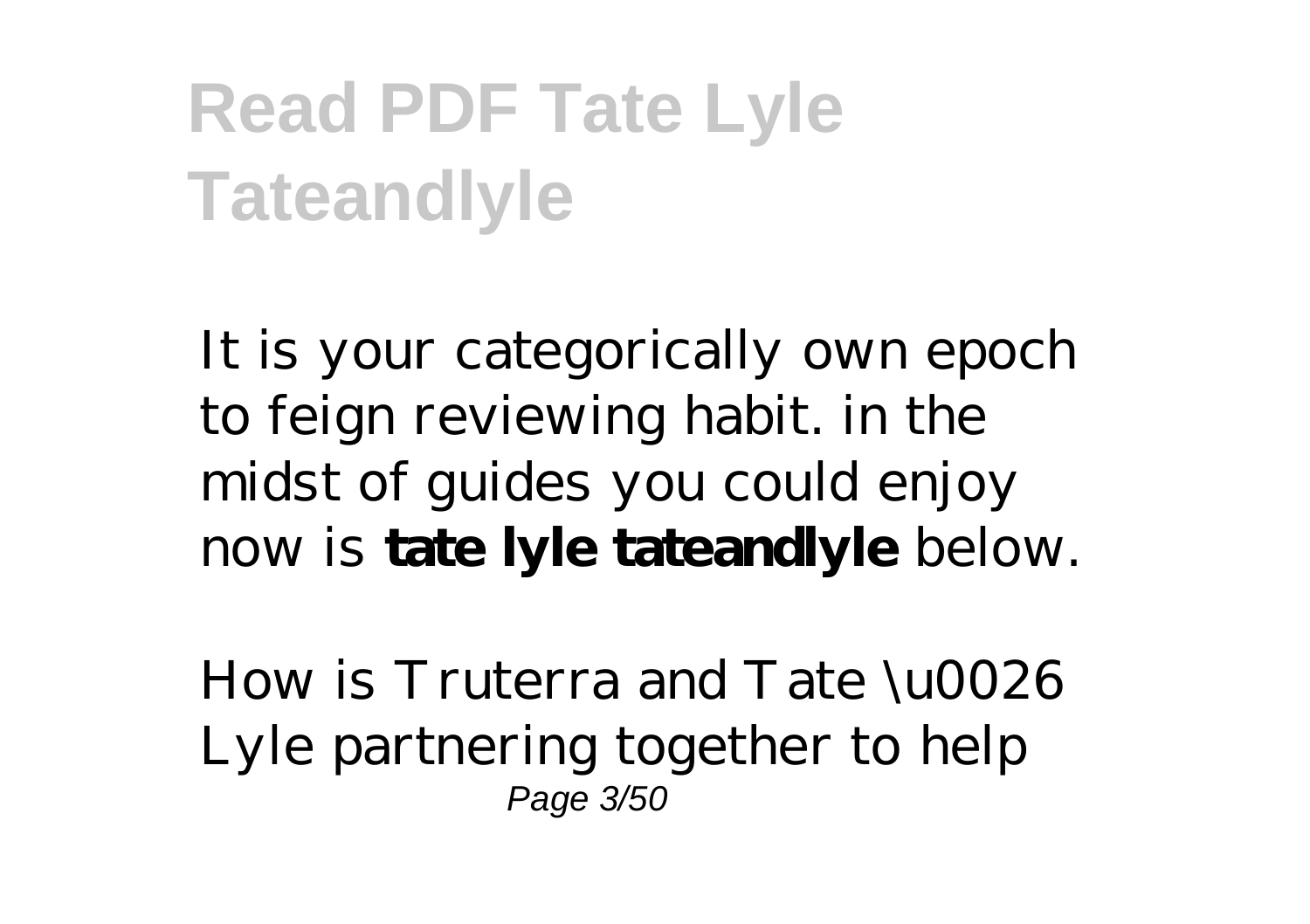# Read PDF Tate Lyle Tateandlyle

It is your categorically own epoch to feign reviewing habit. in the midst of guides you could enjoy now is **tate lyle tateandlyle** below.

*How is Truterra and Tate \u0026 Lyle partnering together to help*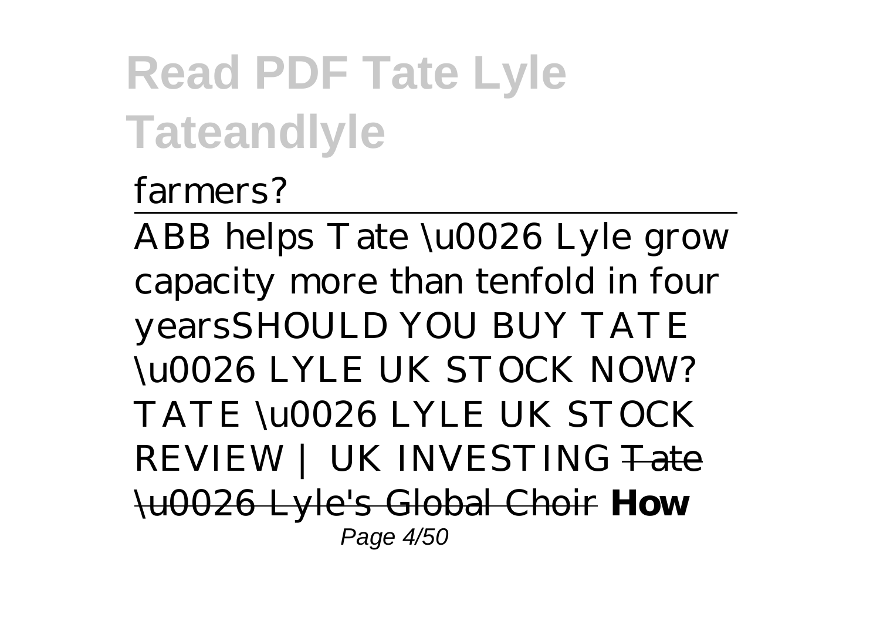*farmers?*

---

*ABB helps Tate \u0026 Lyle grow capacity more than tenfold in four years* *SHOULD YOU BUY TATE \u0026 LYLE UK STOCK NOW? TATE \u0026 LYLE UK STOCK REVIEW | UK INVESTING* ~~Tate \u0026 Lyle's Global Choir~~ **How**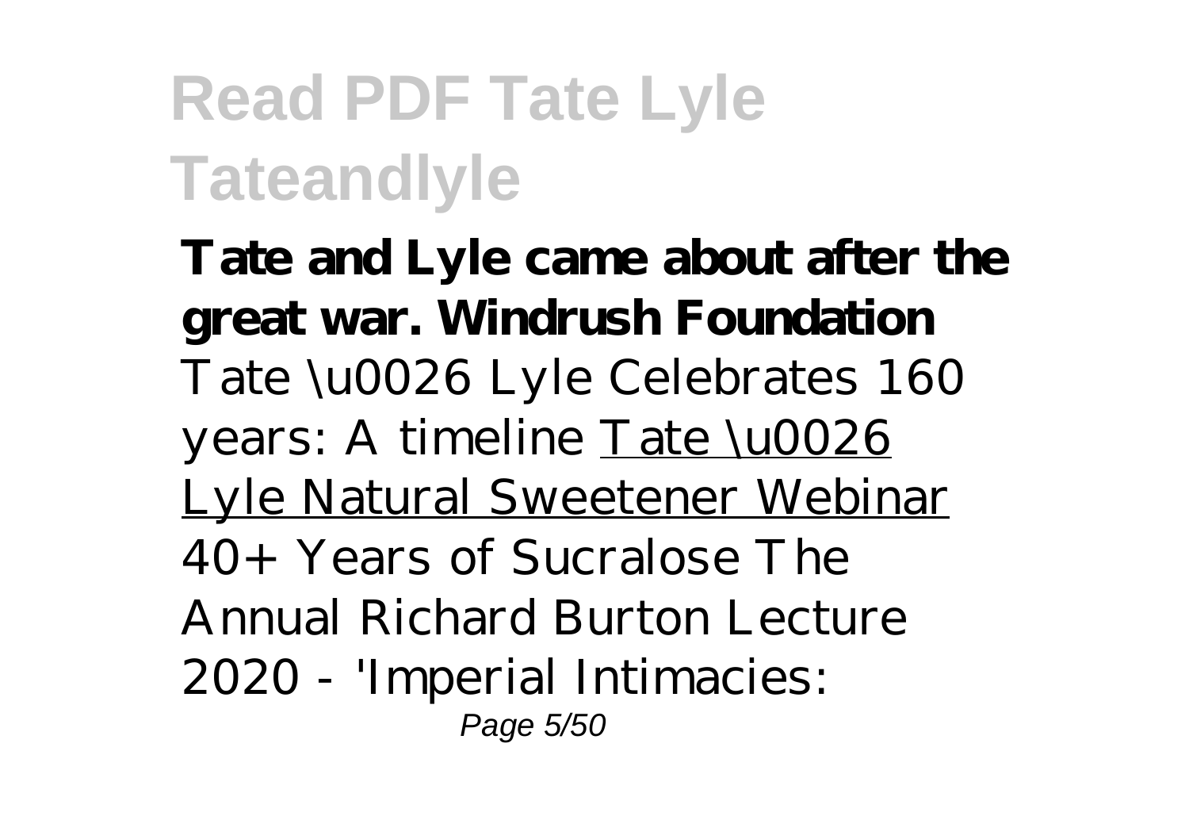**Tate and Lyle came about after the great war. Windrush Foundation** *Tate \u0026 Lyle Celebrates 160 years: A timeline* Tate \u0026 Lyle Natural Sweetener Webinar *40+ Years of Sucralose* *The Annual Richard Burton Lecture 2020 - 'Imperial Intimacies:*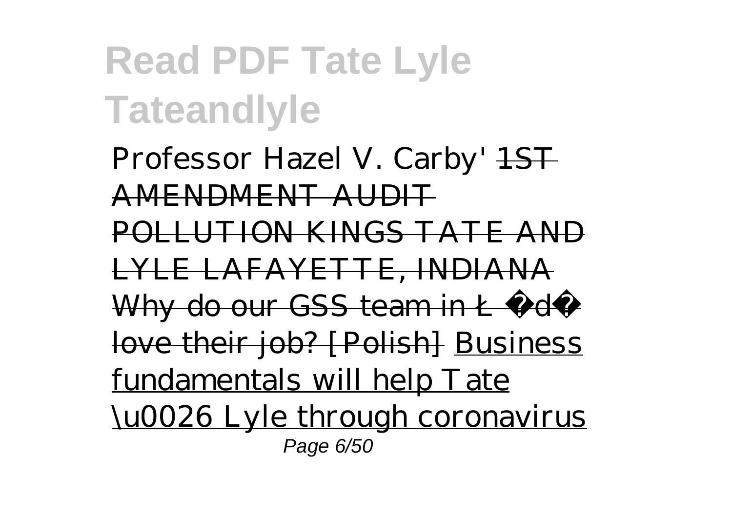*Professor Hazel V. Carby'* ~~1ST AMENDMENT AUDIT POLLUTION KINGS TATE AND LYLE LAFAYETTE, INDIANA~~ ~~Why do our GSS team in Łódź love their job? [Polish]~~ Business fundamentals will help Tate \u0026 Lyle through coronavirus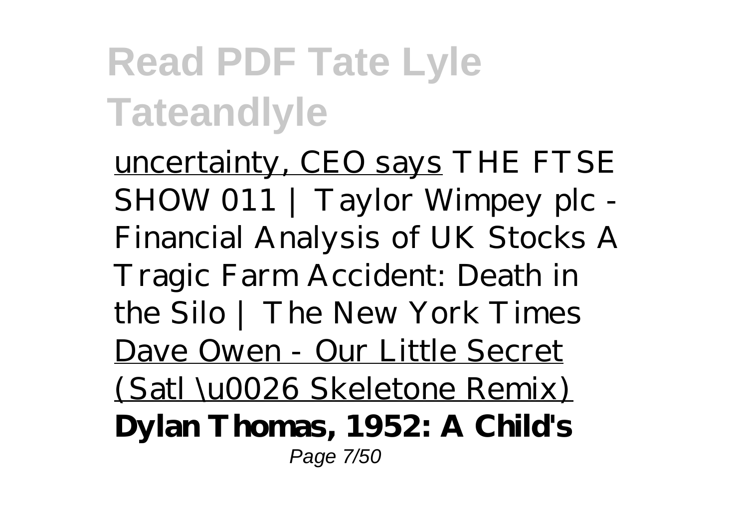# Read PDF Tate Lyle Tateandlyle

uncertainty, CEO says *THE FTSE SHOW 011 | Taylor Wimpey plc - Financial Analysis of UK Stocks* *A Tragic Farm Accident: Death in the Silo | The New York Times* Dave Owen - Our Little Secret (Satl \u0026 Skeletone Remix) **Dylan Thomas, 1952: A Child's**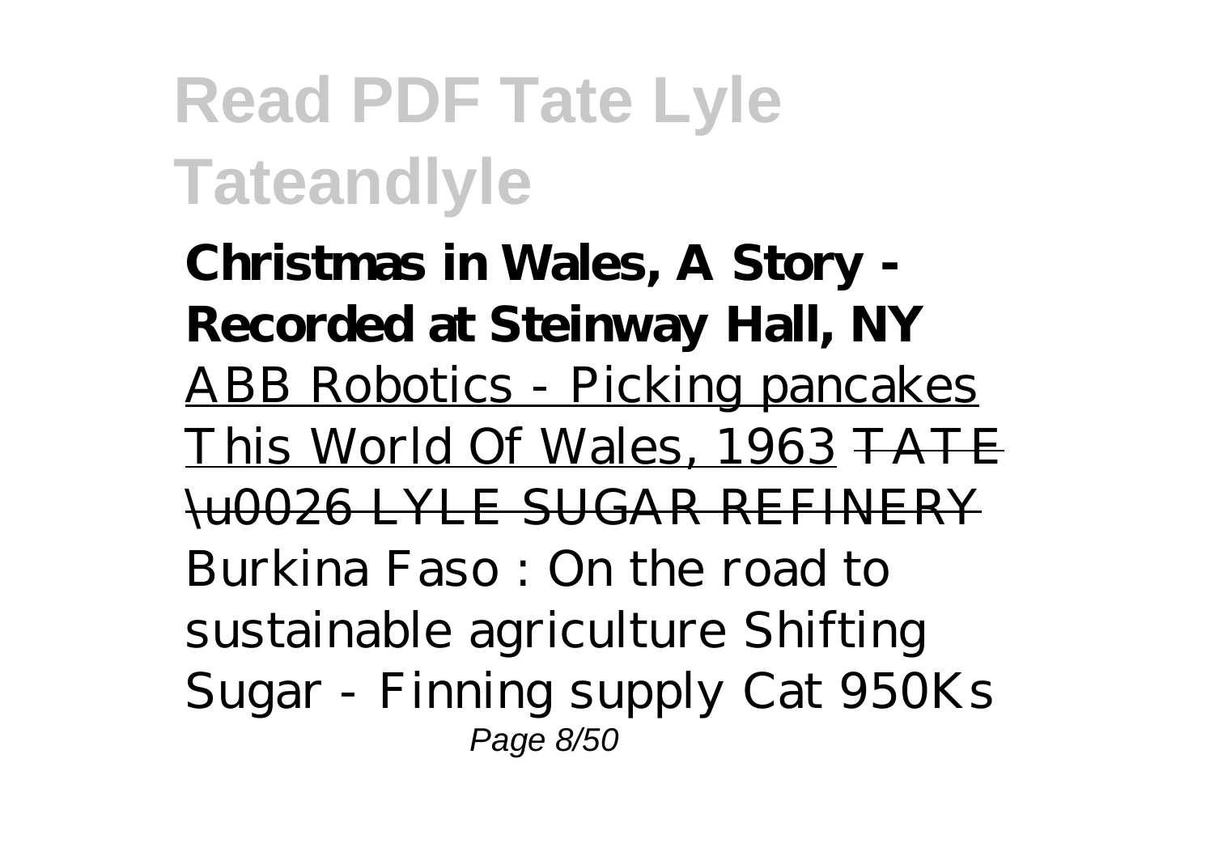# Read PDF Tate Lyle Tateandlyle

**Christmas in Wales, A Story - Recorded at Steinway Hall, NY** ABB Robotics - Picking pancakes This World Of Wales, 1963 ~~TATE \u0026 LYLE SUGAR REFINERY~~ *Burkina Faso : On the road to sustainable agriculture Shifting Sugar - Finning supply Cat 950Ks*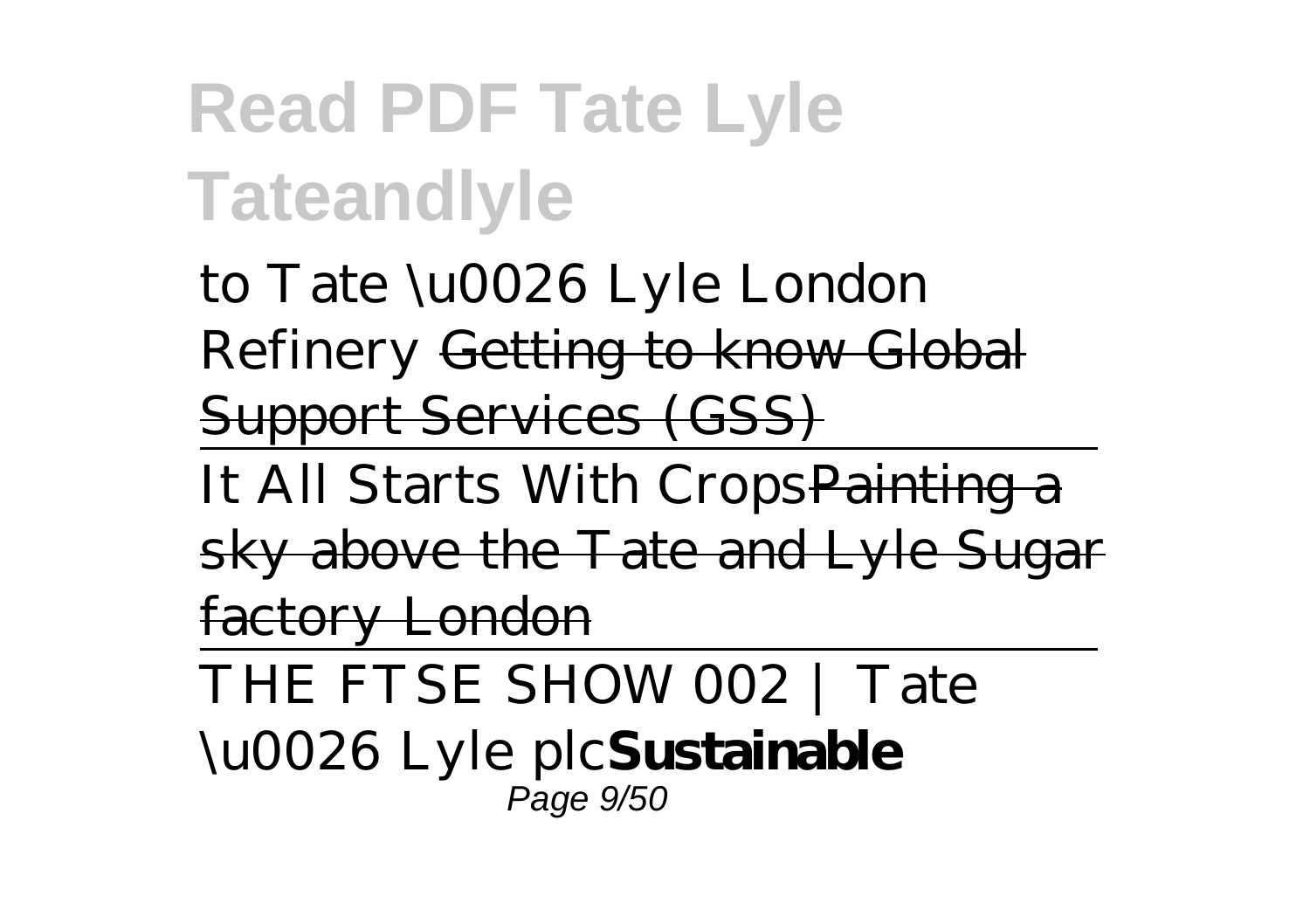to Tate \u0026 Lyle London Refinery ~~Getting to know Global Support Services (GSS)~~

It All Starts With Crops~~Painting a sky above the Tate and Lyle Sugar factory London~~

THE FTSE SHOW 002 | Tate \u0026 Lyle plc**Sustainable**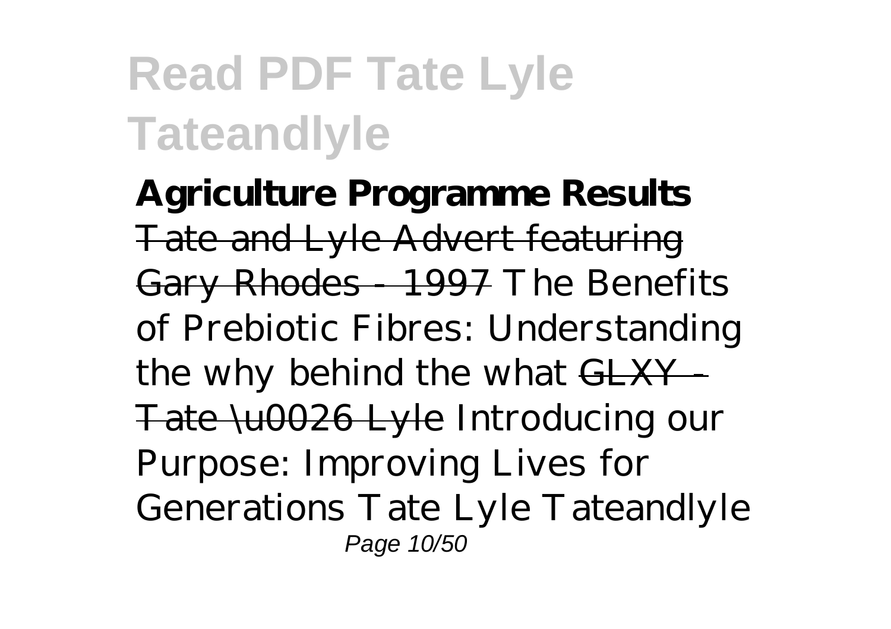# Read PDF Tate Lyle Tateandlyle

**Agriculture Programme Results** ~~Tate and Lyle Advert featuring Gary Rhodes - 1997~~ *The Benefits of Prebiotic Fibres: Understanding the why behind the what* ~~GLXY - Tate \u0026 Lyle~~ *Introducing our Purpose: Improving Lives for Generations Tate Lyle Tateandlyle*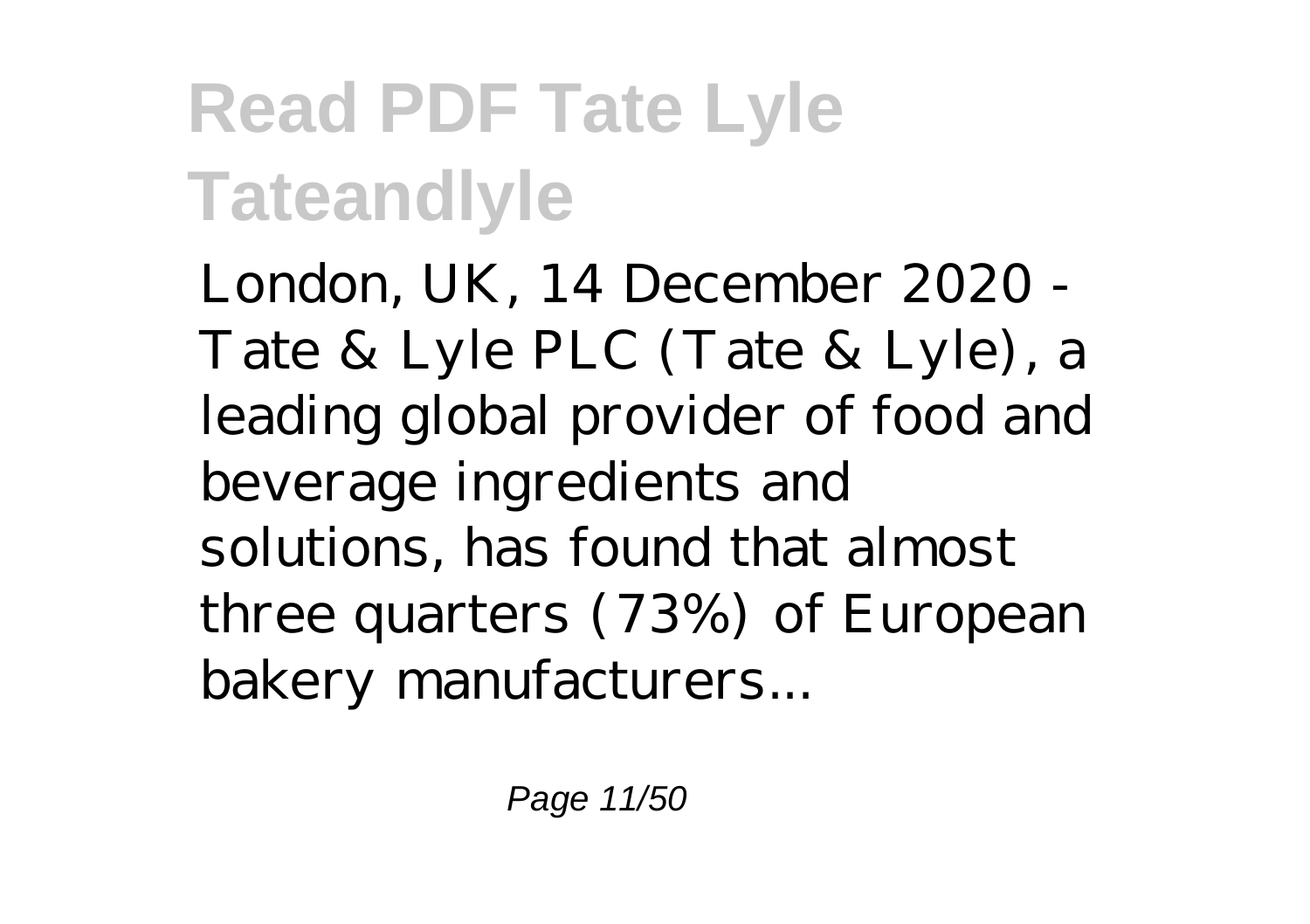# Read PDF Tate Lyle Tateandlyle

London, UK, 14 December 2020 - Tate & Lyle PLC (Tate & Lyle), a leading global provider of food and beverage ingredients and solutions, has found that almost three quarters (73%) of European bakery manufacturers...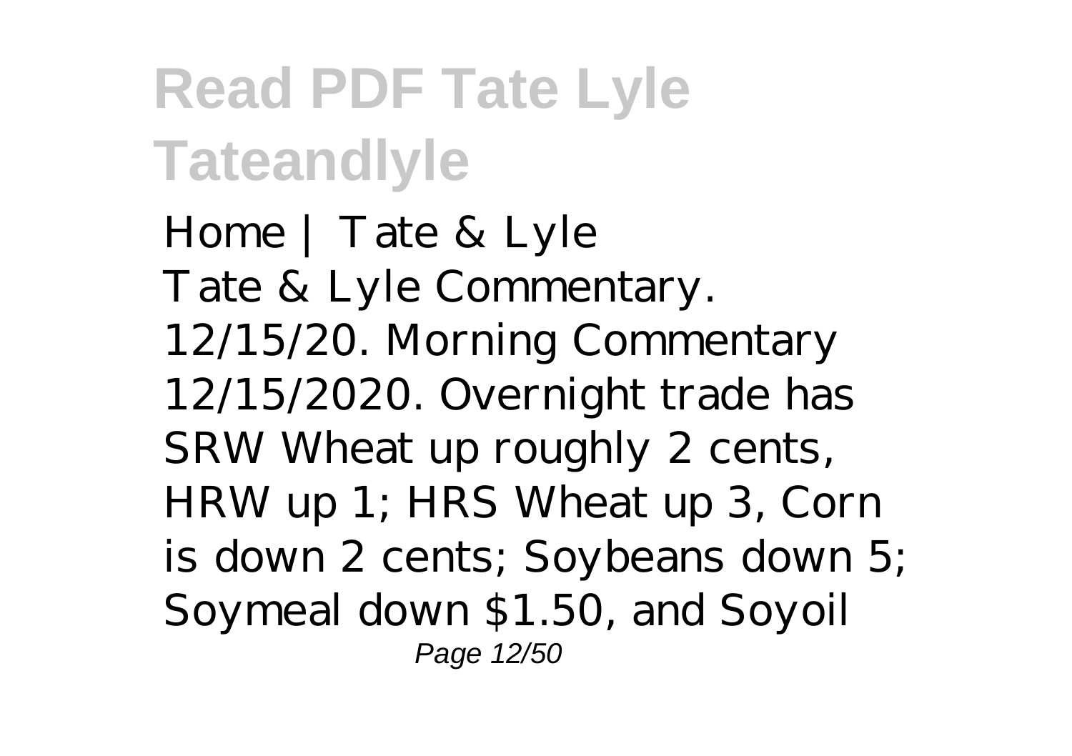# Read PDF Tate Lyle Tateandlyle

*Home | Tate & Lyle*

Tate & Lyle Commentary. 12/15/20. Morning Commentary 12/15/2020. Overnight trade has SRW Wheat up roughly 2 cents, HRW up 1; HRS Wheat up 3, Corn is down 2 cents; Soybeans down 5; Soymeal down $1.50, and Soyoil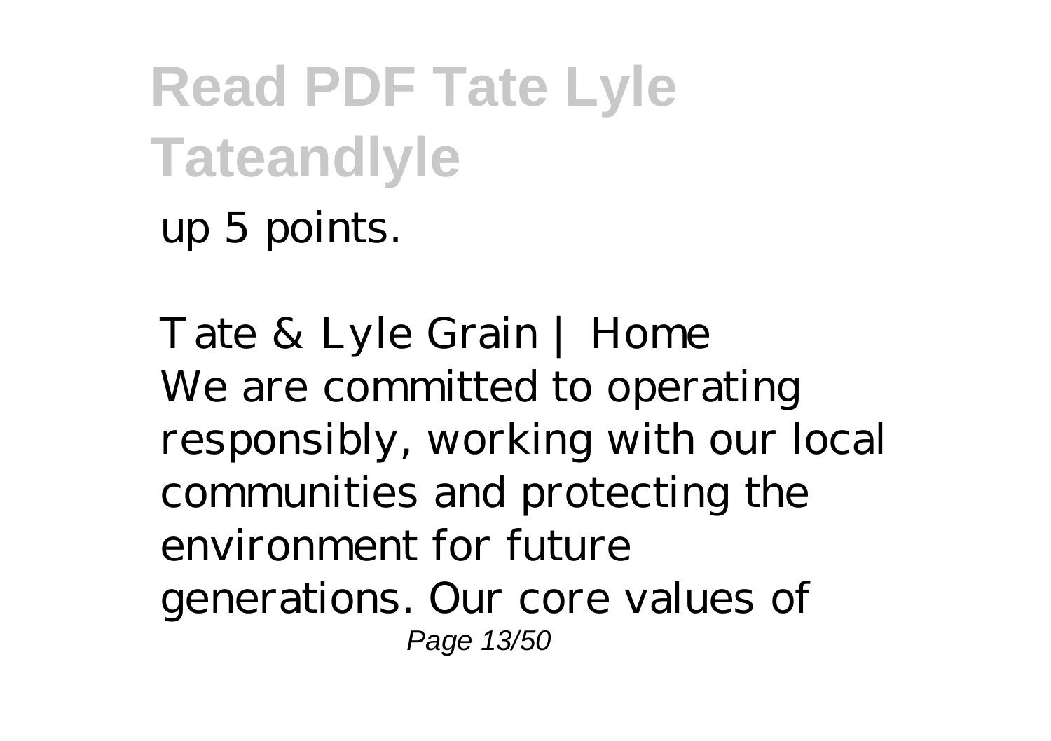up 5 points.

*Tate & Lyle Grain | Home*

We are committed to operating responsibly, working with our local communities and protecting the environment for future generations. Our core values of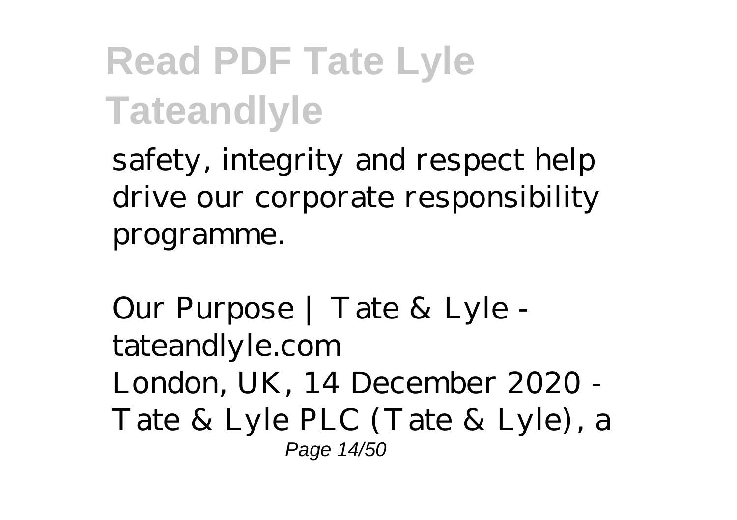safety, integrity and respect help drive our corporate responsibility programme.

*Our Purpose | Tate & Lyle - tateandlyle.com*

London, UK, 14 December 2020 - Tate & Lyle PLC (Tate & Lyle), a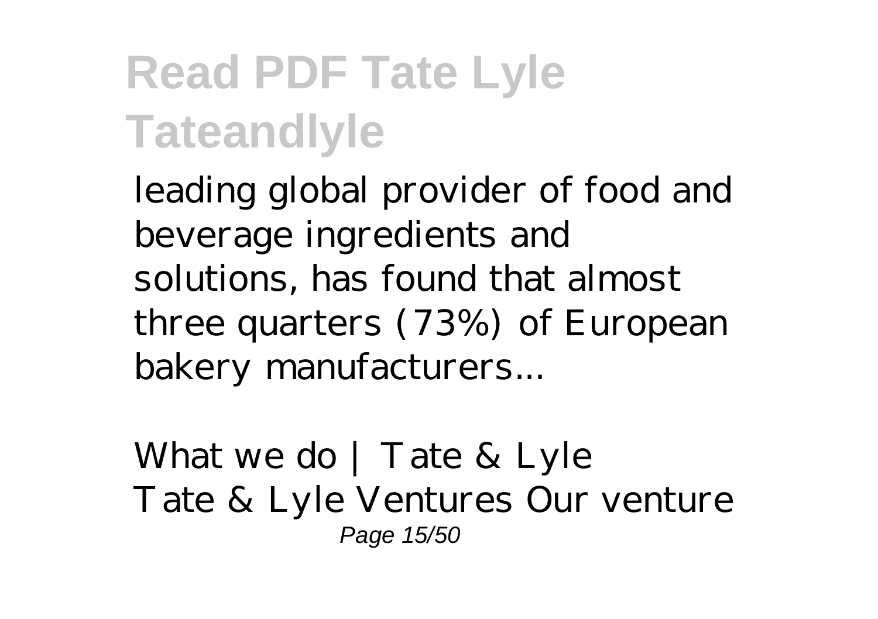leading global provider of food and beverage ingredients and solutions, has found that almost three quarters (73%) of European bakery manufacturers...

*What we do | Tate & Lyle*

Tate & Lyle Ventures Our venture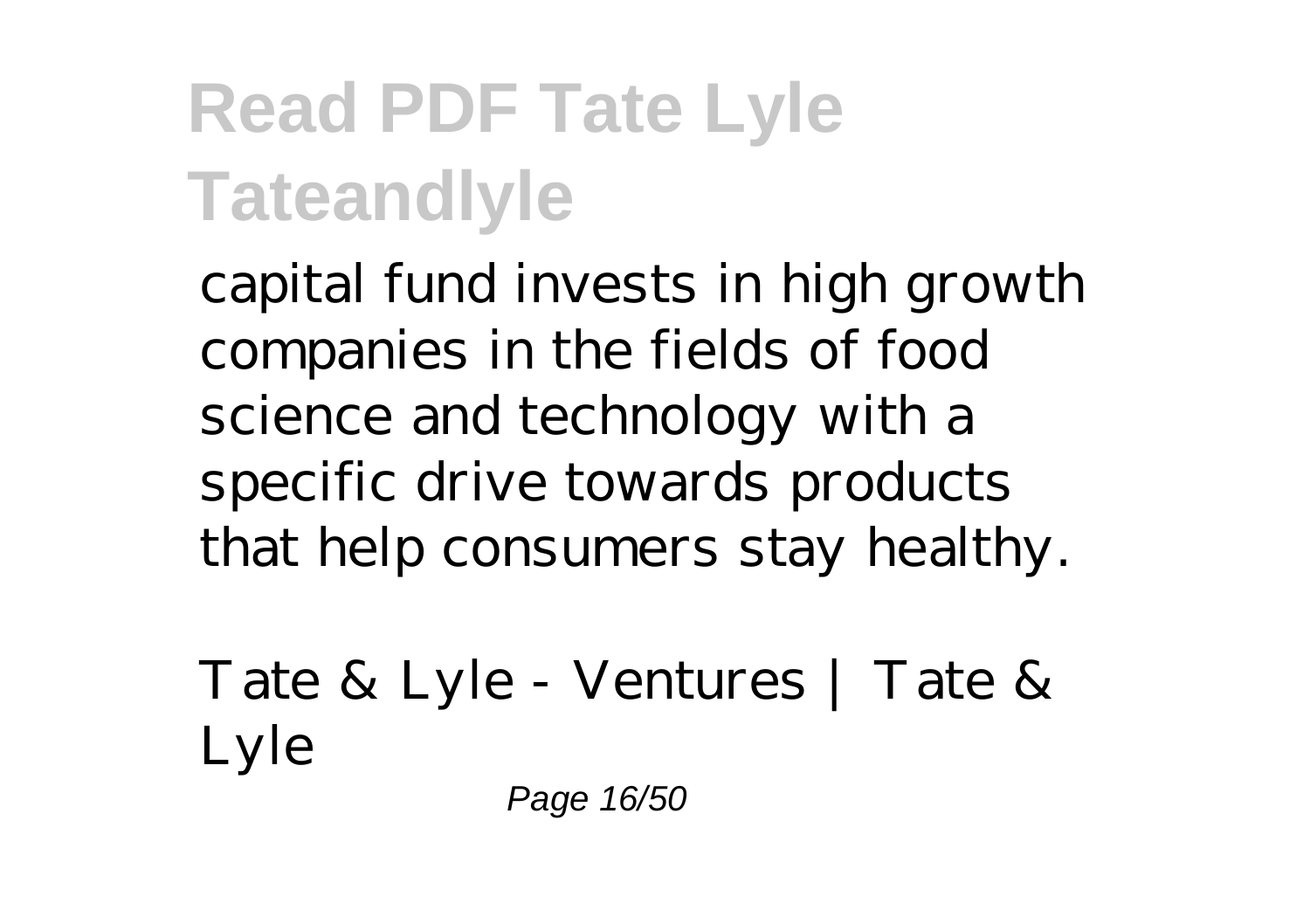capital fund invests in high growth companies in the fields of food science and technology with a specific drive towards products that help consumers stay healthy.

Tate & Lyle - Ventures | Tate & Lyle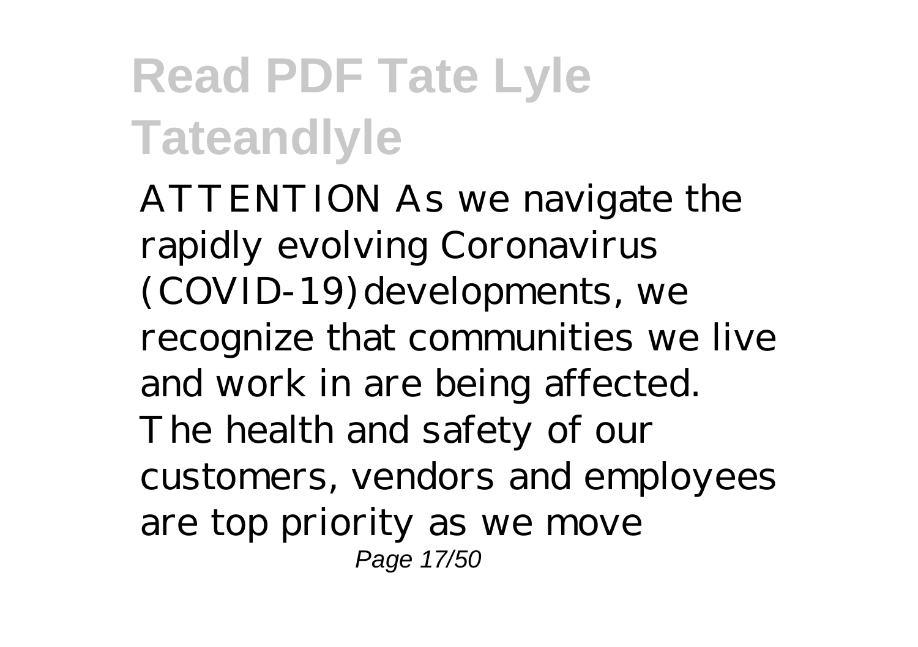# Read PDF Tate Lyle Tateandlyle

ATTENTION As we navigate the rapidly evolving Coronavirus (COVID-19)developments, we recognize that communities we live and work in are being affected. The health and safety of our customers, vendors and employees are top priority as we move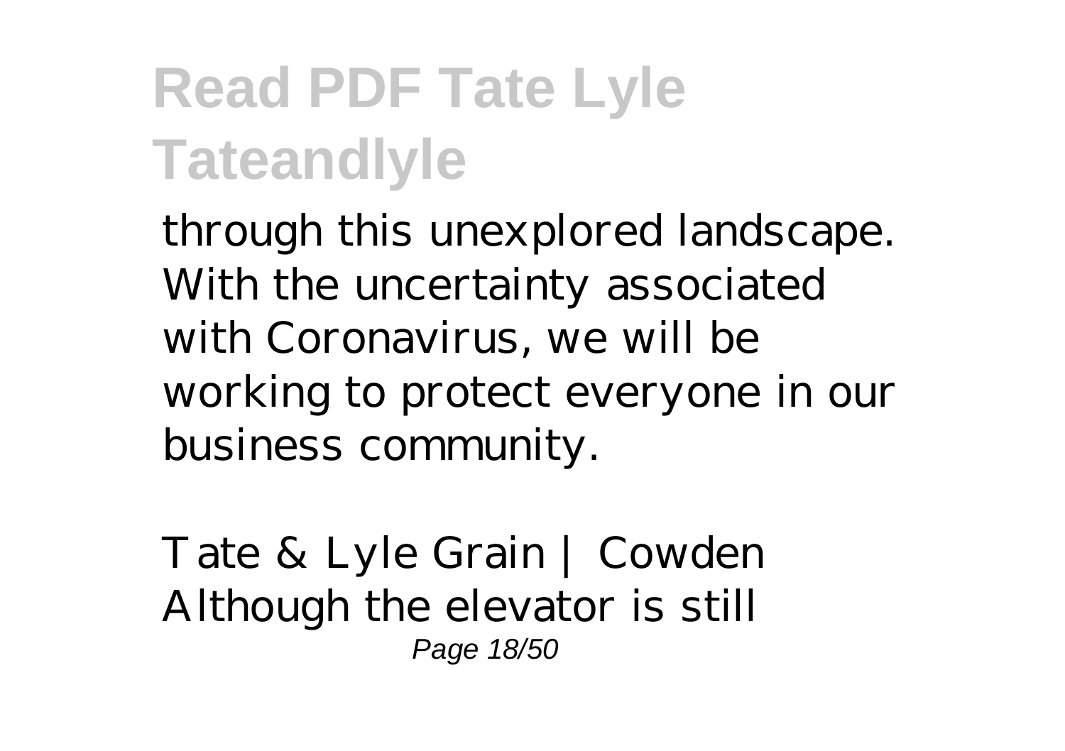through this unexplored landscape. With the uncertainty associated with Coronavirus, we will be working to protect everyone in our business community.

*Tate & Lyle Grain | Cowden*

Although the elevator is still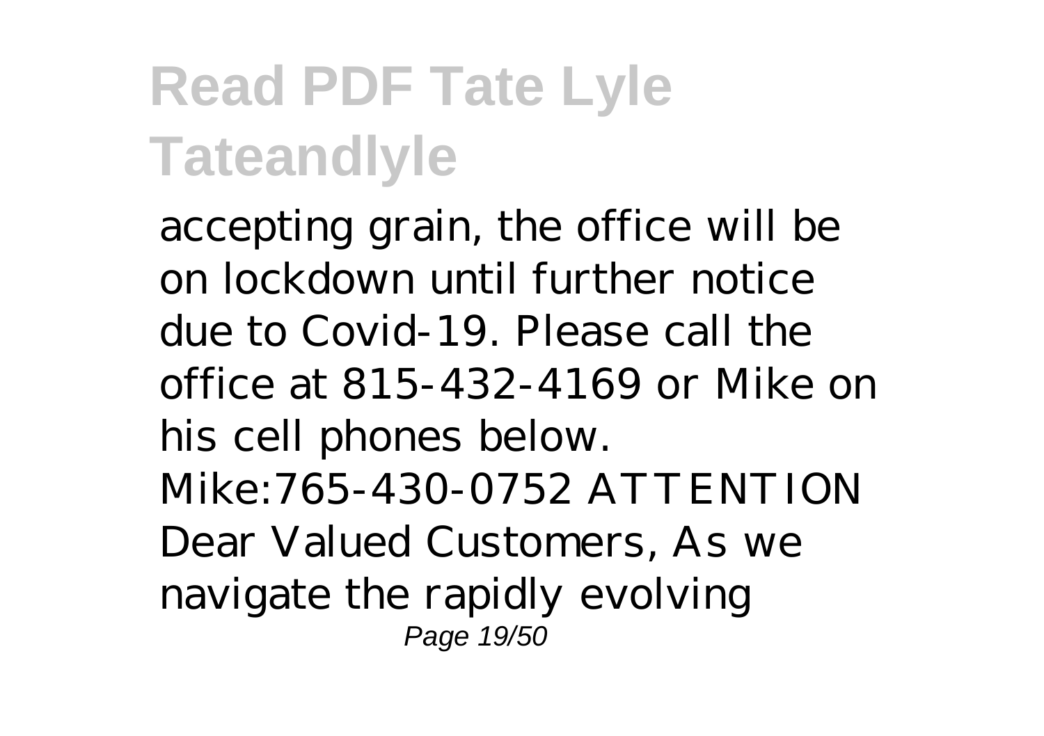accepting grain, the office will be on lockdown until further notice due to Covid-19. Please call the office at 815-432-4169 or Mike on his cell phones below. Mike:765-430-0752 ATTENTION Dear Valued Customers, As we navigate the rapidly evolving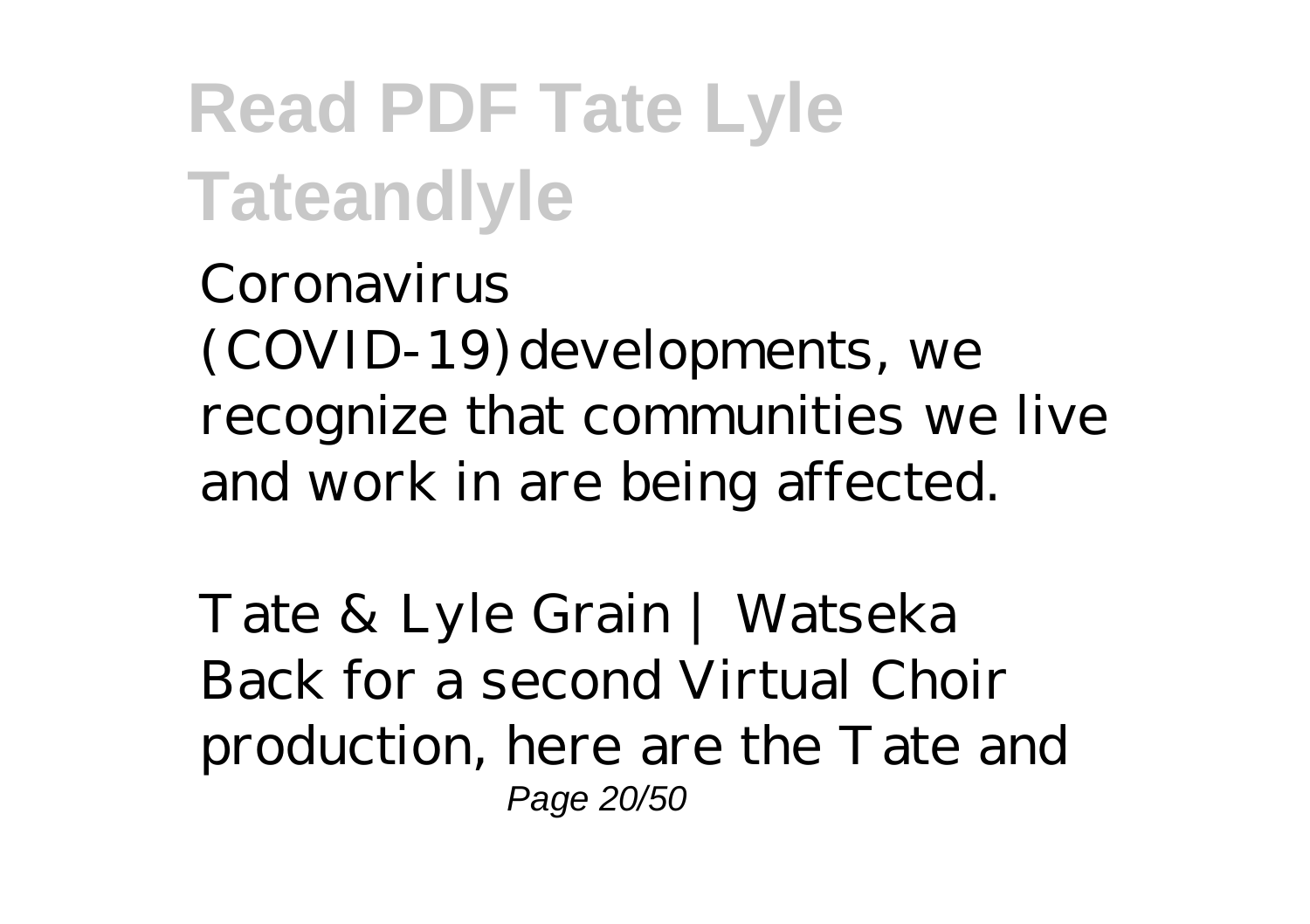Coronavirus (COVID-19) developments, we recognize that communities we live and work in are being affected.

*Tate & Lyle Grain | Watseka*

Back for a second Virtual Choir production, here are the Tate and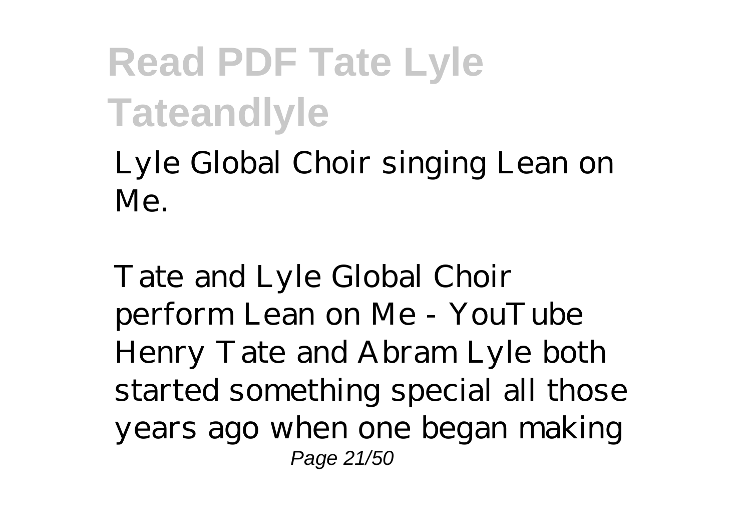Lyle Global Choir singing Lean on Me.

Tate and Lyle Global Choir perform Lean on Me - YouTube
Henry Tate and Abram Lyle both started something special all those years ago when one began making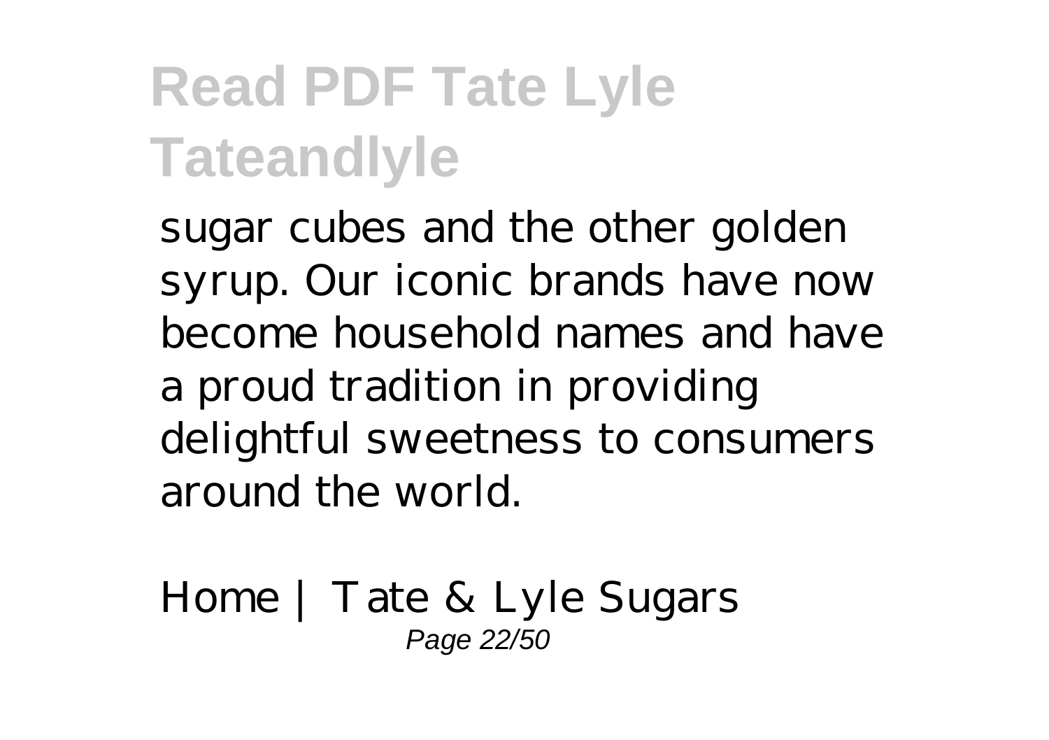sugar cubes and the other golden syrup. Our iconic brands have now become household names and have a proud tradition in providing delightful sweetness to consumers around the world.

Home | Tate & Lyle Sugars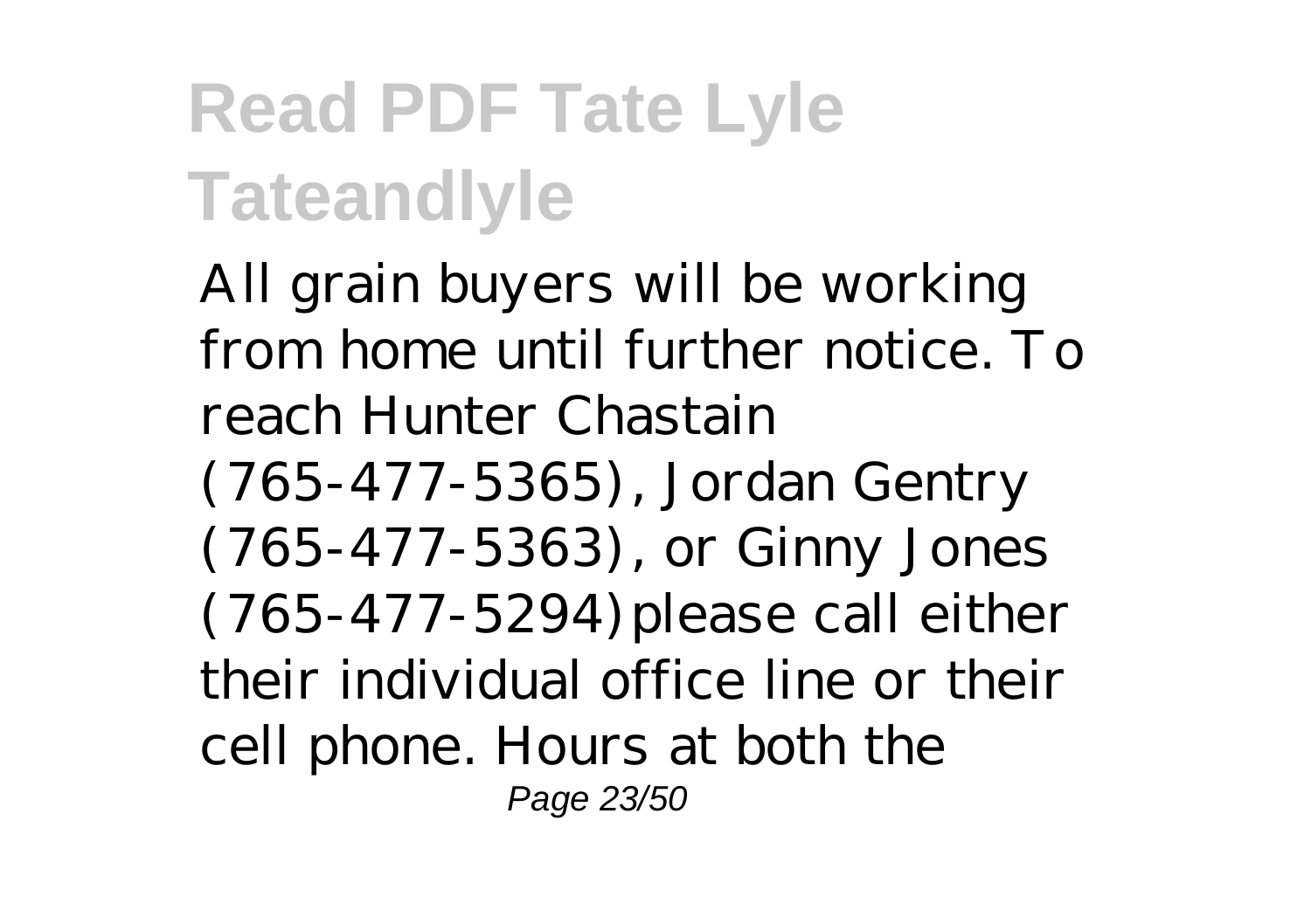# Read PDF Tate Lyle Tateandlyle

All grain buyers will be working from home until further notice. To reach Hunter Chastain (765-477-5365), Jordan Gentry (765-477-5363), or Ginny Jones (765-477-5294)please call either their individual office line or their cell phone. Hours at both the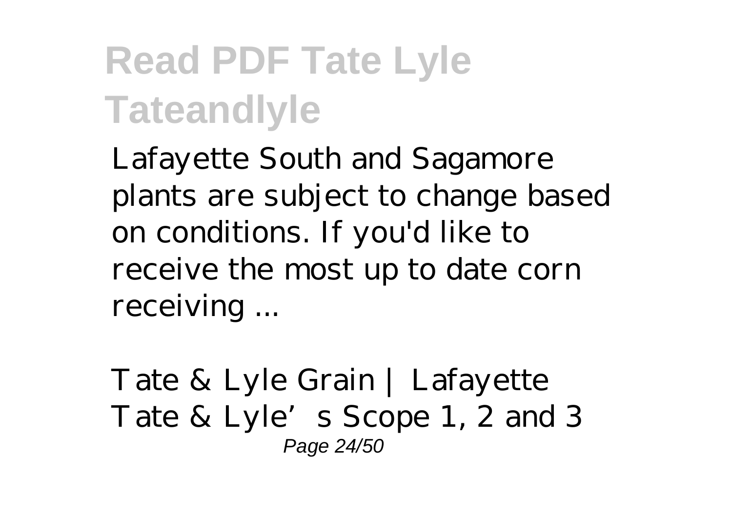# Read PDF Tate Lyle Tateandlyle

Lafayette South and Sagamore plants are subject to change based on conditions. If you'd like to receive the most up to date corn receiving ...

Tate & Lyle Grain | Lafayette
Tate & Lyle's Scope 1, 2 and 3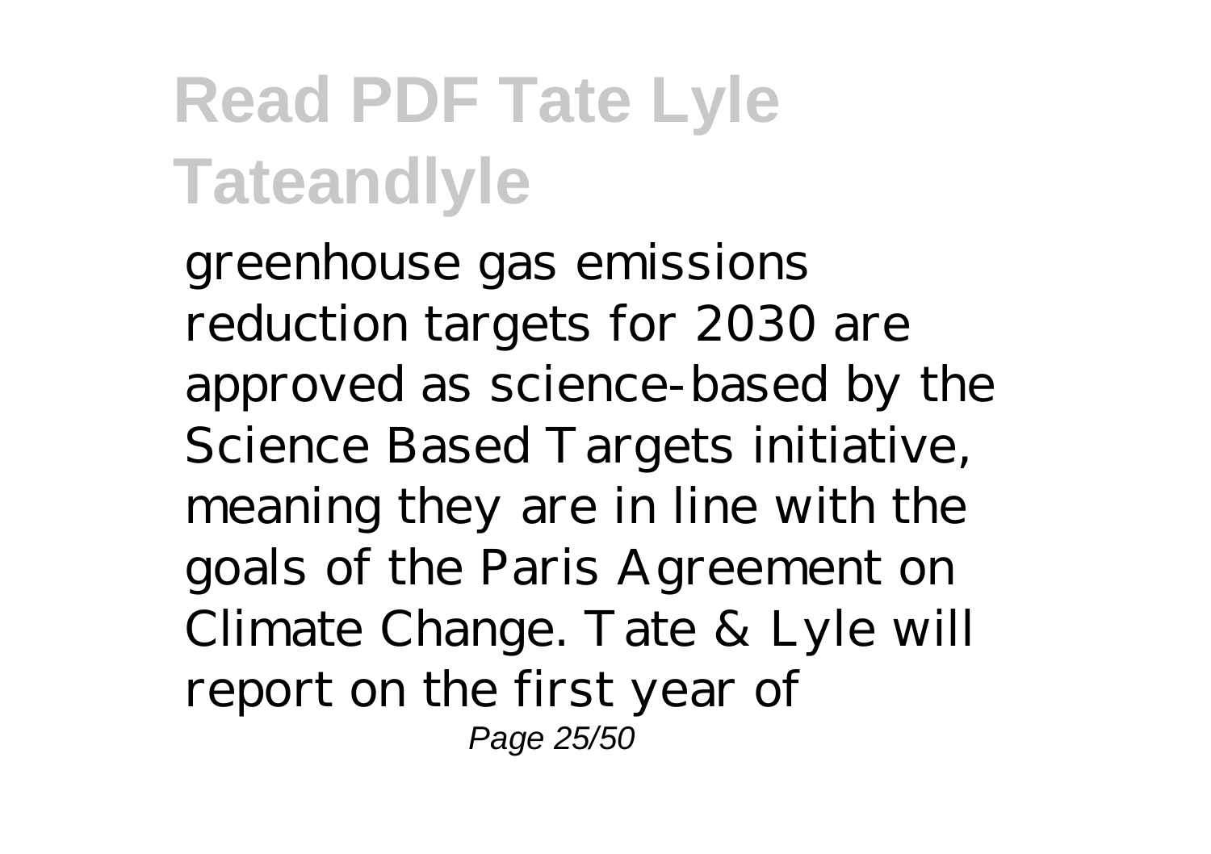# Read PDF Tate Lyle Tateandlyle

greenhouse gas emissions reduction targets for 2030 are approved as science-based by the Science Based Targets initiative, meaning they are in line with the goals of the Paris Agreement on Climate Change. Tate & Lyle will report on the first year of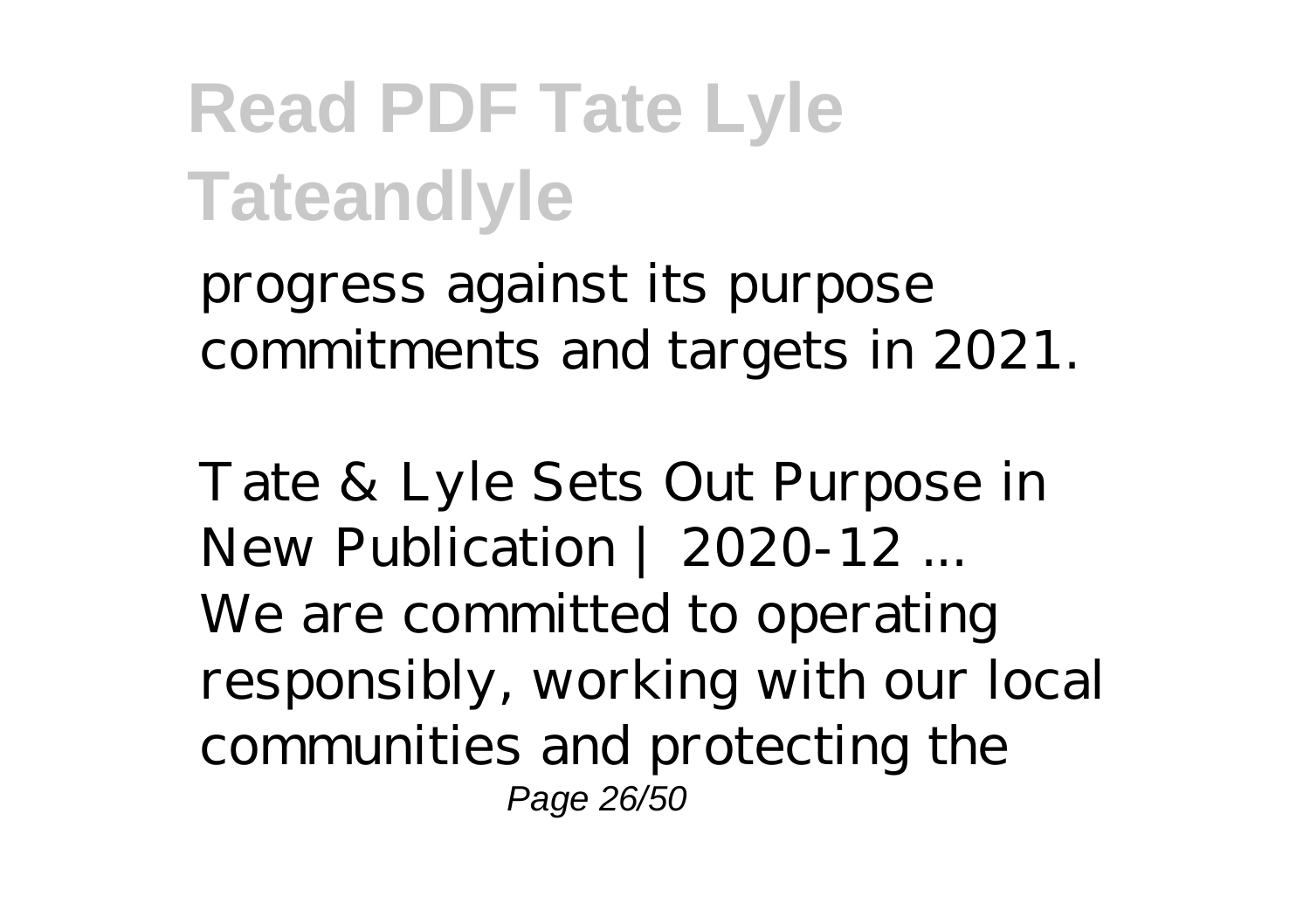progress against its purpose commitments and targets in 2021.

*Tate & Lyle Sets Out Purpose in New Publication | 2020-12 ...*

We are committed to operating responsibly, working with our local communities and protecting the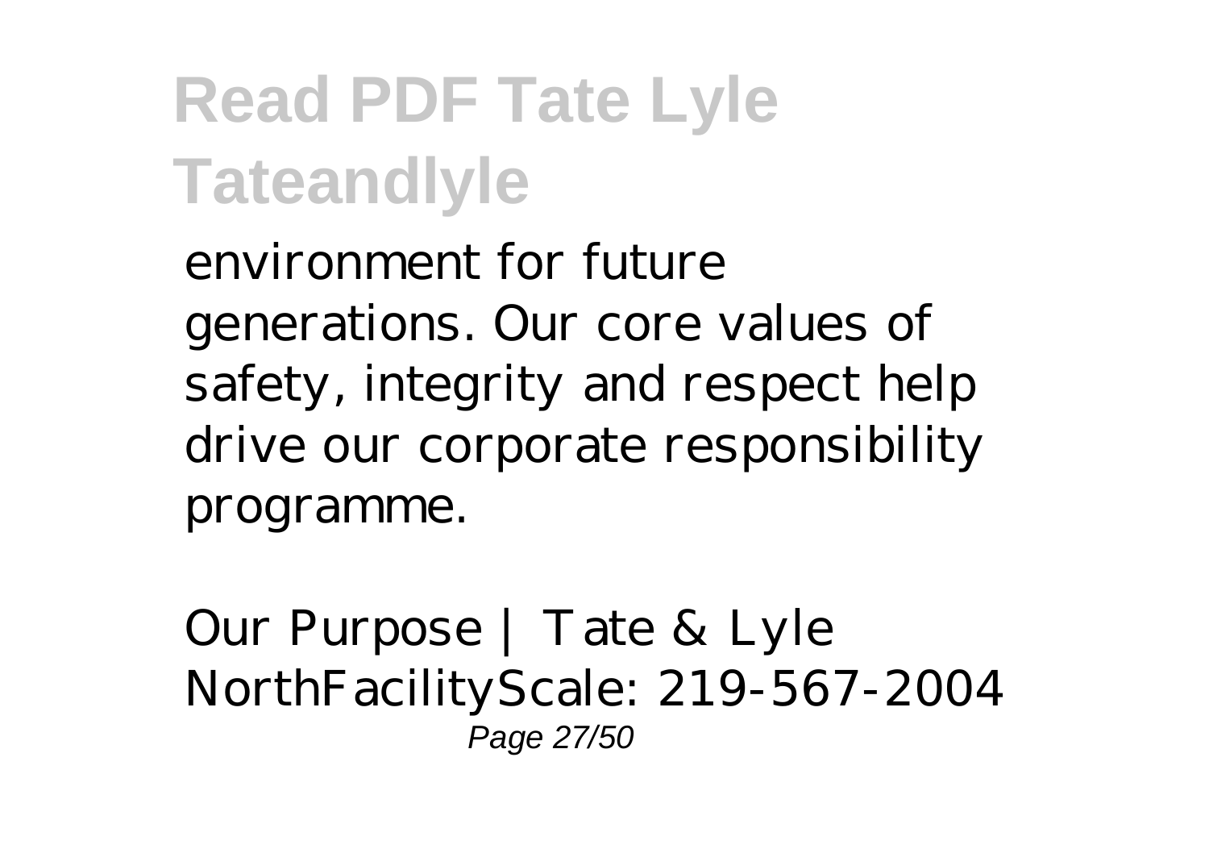environment for future generations. Our core values of safety, integrity and respect help drive our corporate responsibility programme.

*Our Purpose | Tate & Lyle*
NorthFacilityScale: 219-567-2004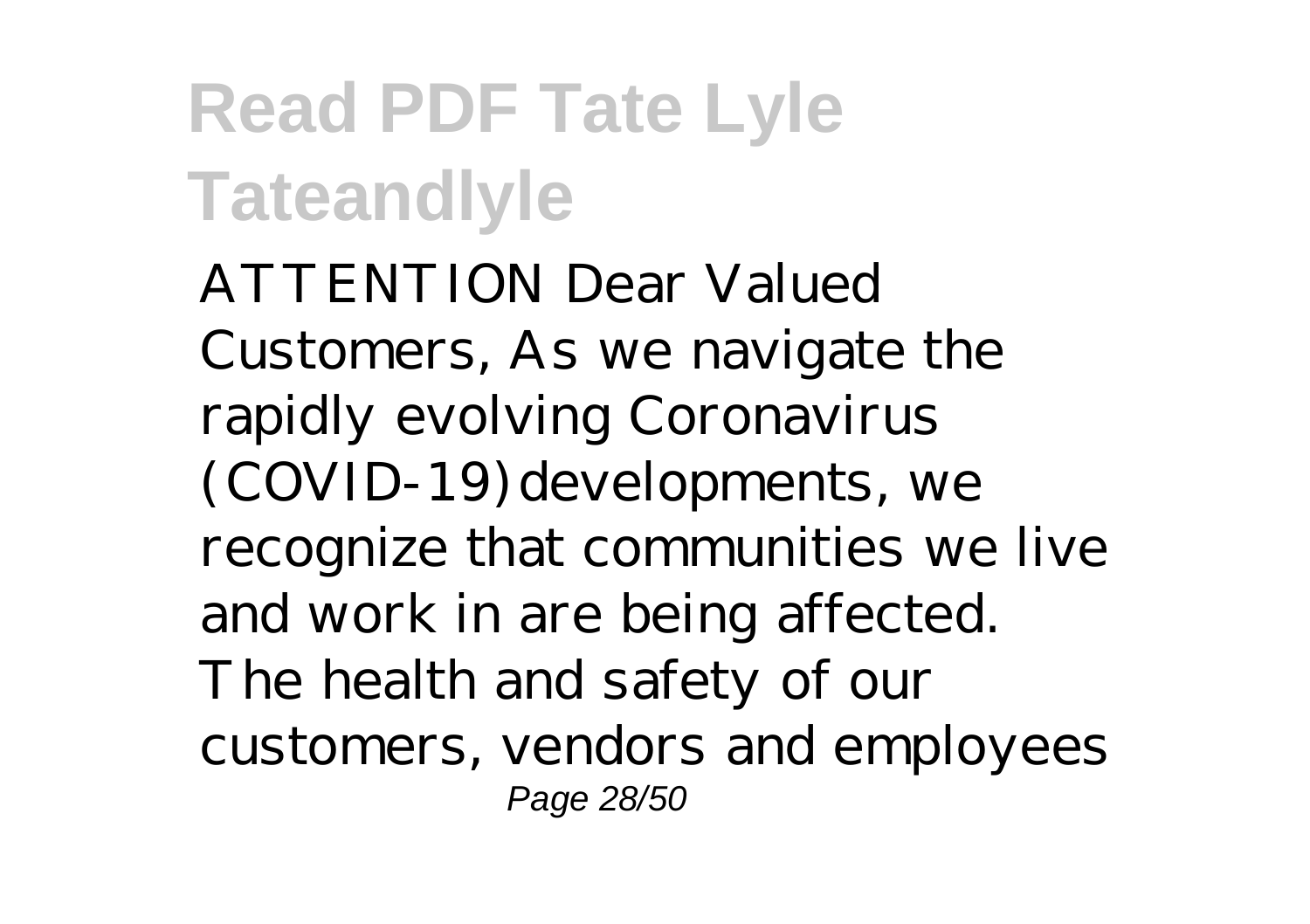# Read PDF Tate Lyle Tateandlyle

ATTENTION Dear Valued Customers, As we navigate the rapidly evolving Coronavirus (COVID-19) developments, we recognize that communities we live and work in are being affected. The health and safety of our customers, vendors and employees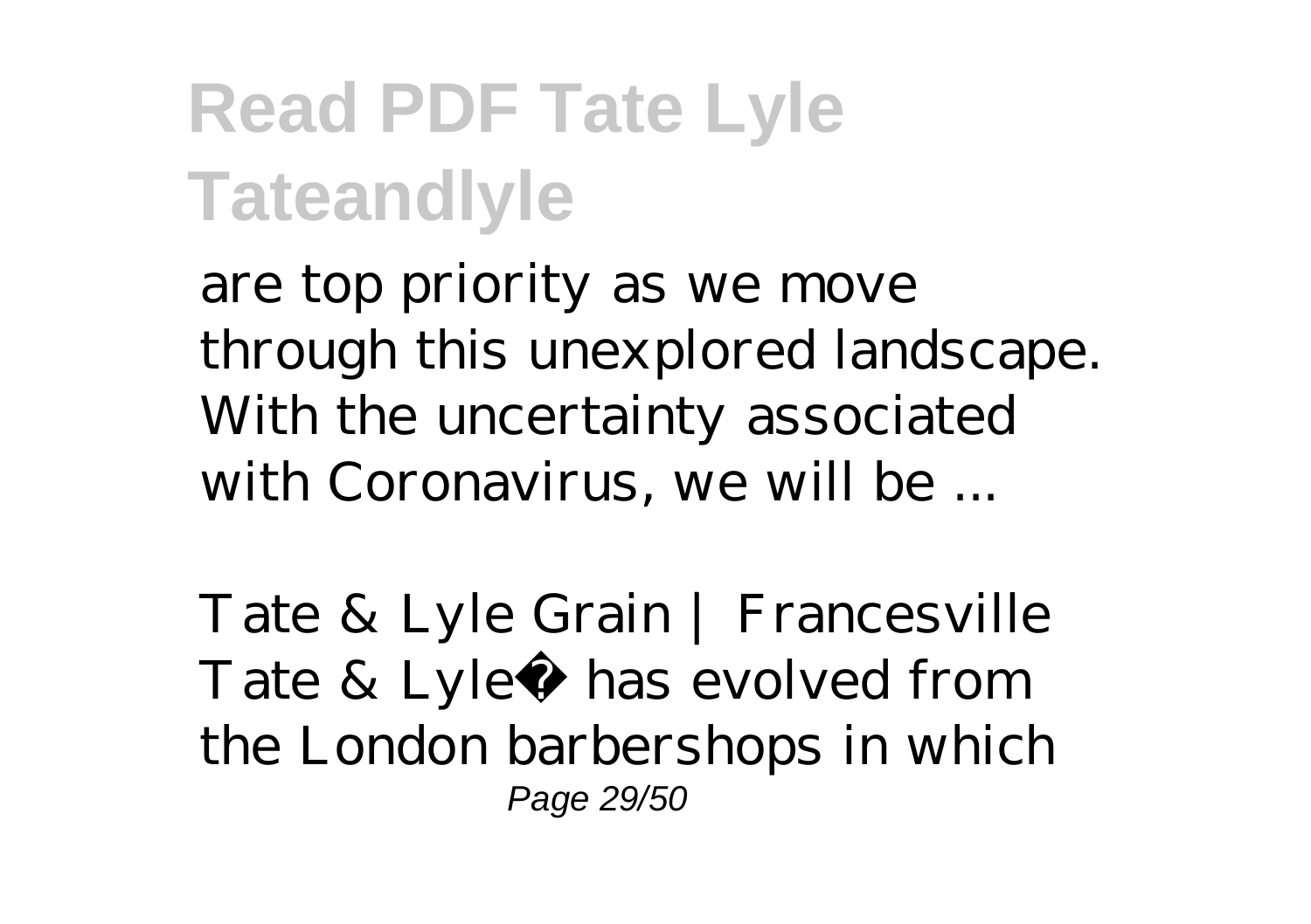are top priority as we move through this unexplored landscape. With the uncertainty associated with Coronavirus, we will be ...

*Tate & Lyle Grain | Francesville*

Tate & Lyle� has evolved from the London barbershops in which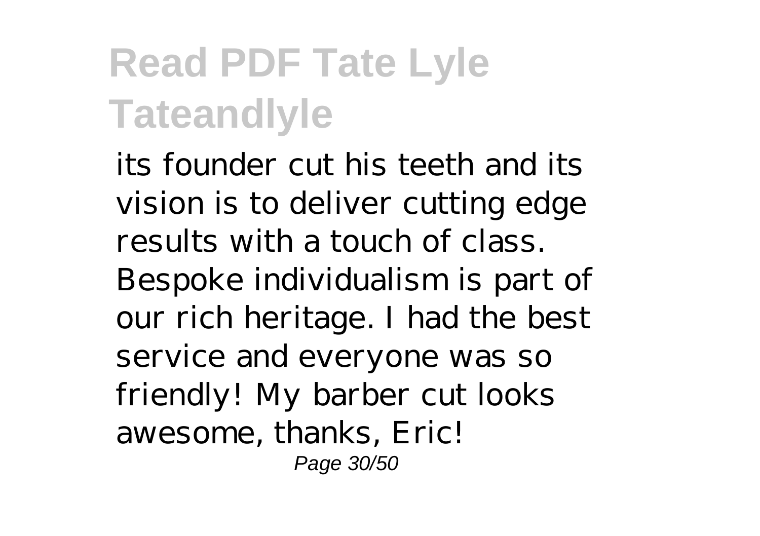its founder cut his teeth and its vision is to deliver cutting edge results with a touch of class. Bespoke individualism is part of our rich heritage. I had the best service and everyone was so friendly! My barber cut looks awesome, thanks, Eric!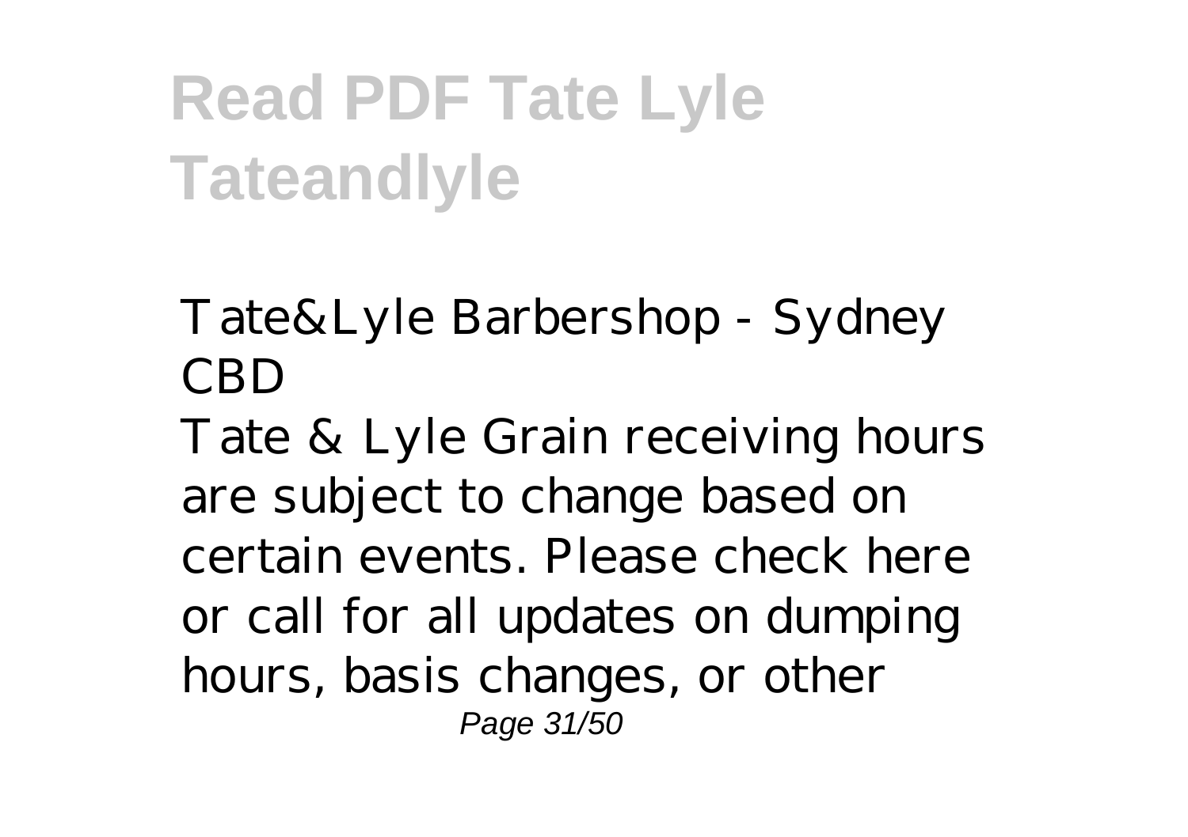*Tate&Lyle Barbershop - Sydney CBD*

Tate & Lyle Grain receiving hours are subject to change based on certain events. Please check here or call for all updates on dumping hours, basis changes, or other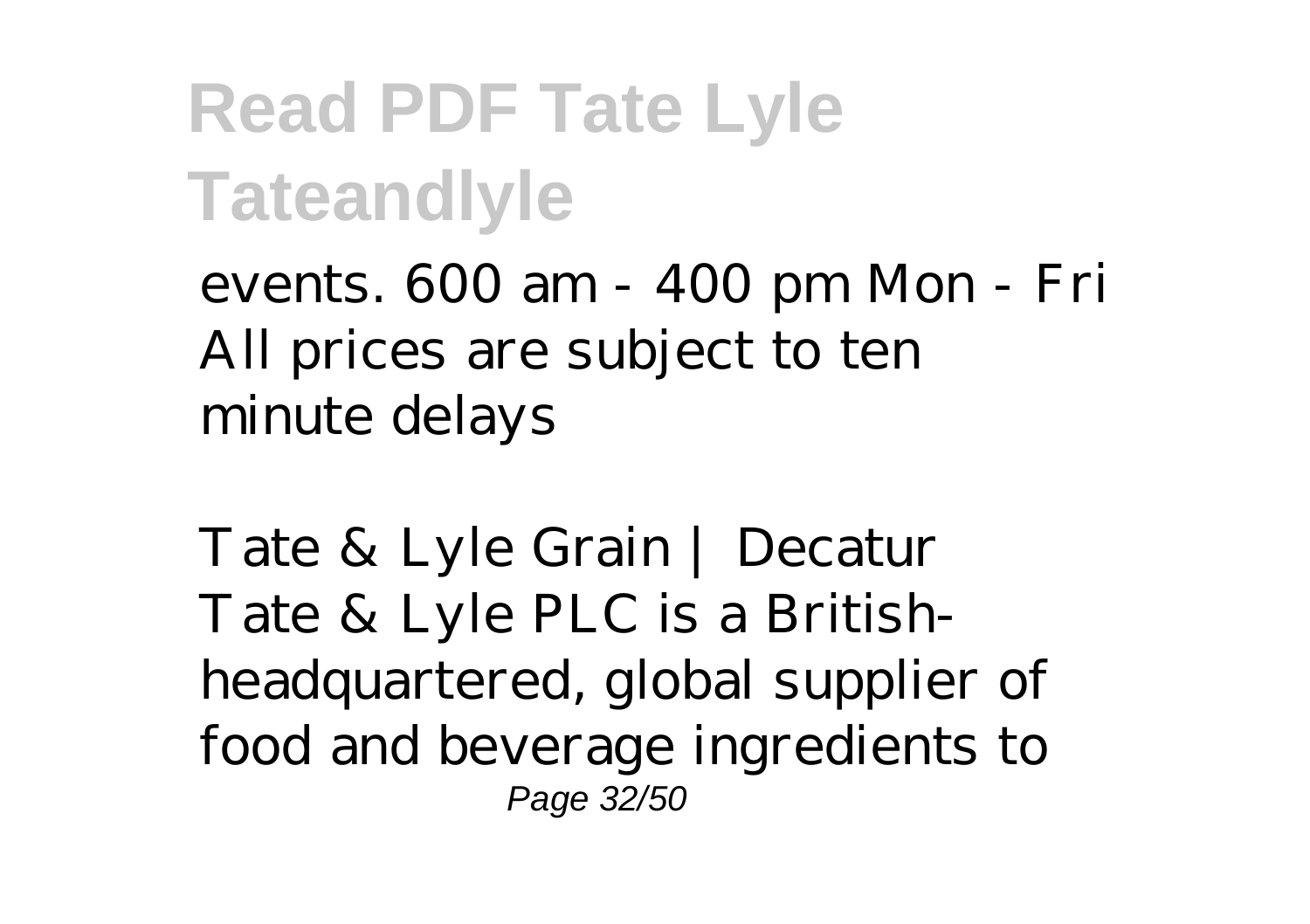events. 600 am - 400 pm Mon - Fri All prices are subject to ten minute delays

*Tate & Lyle Grain | Decatur*

Tate & Lyle PLC is a British-headquartered, global supplier of food and beverage ingredients to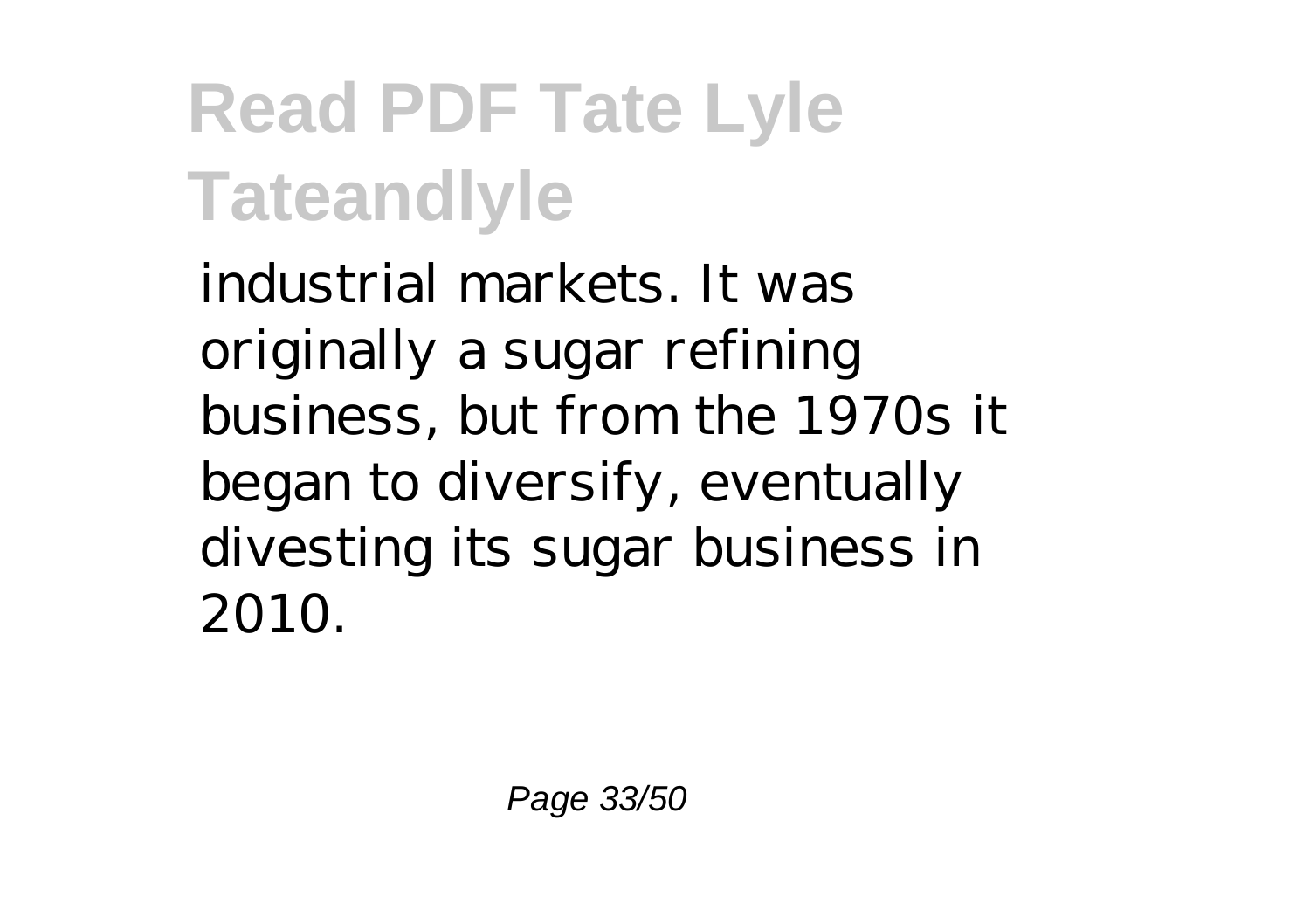industrial markets. It was originally a sugar refining business, but from the 1970s it began to diversify, eventually divesting its sugar business in 2010.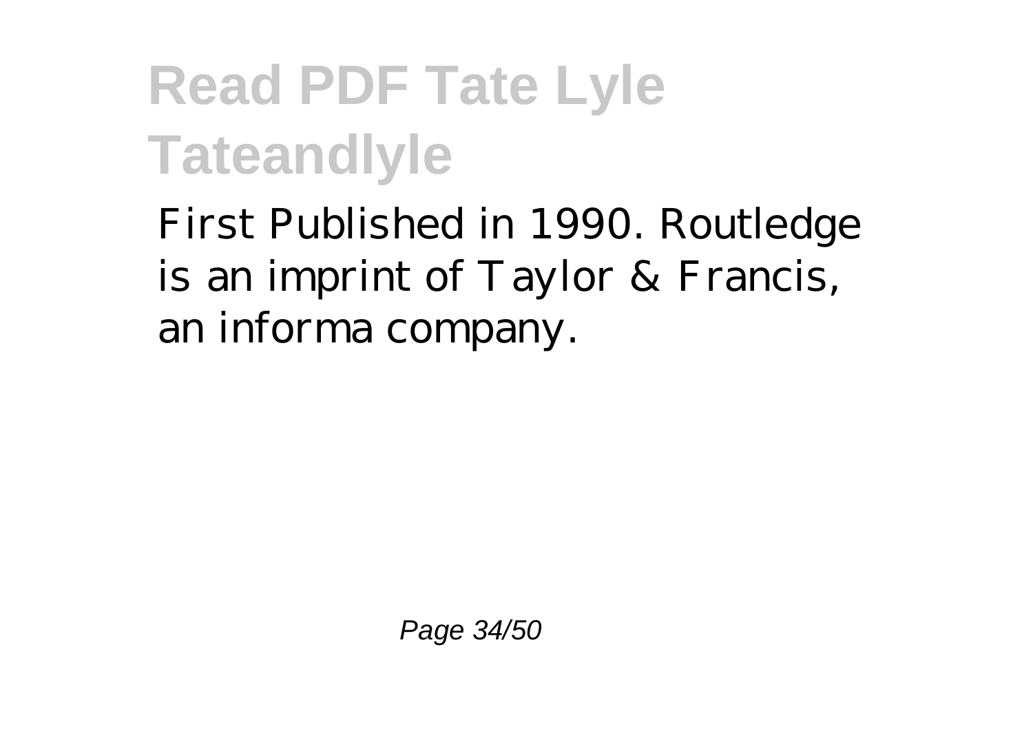First Published in 1990. Routledge is an imprint of Taylor & Francis, an informa company.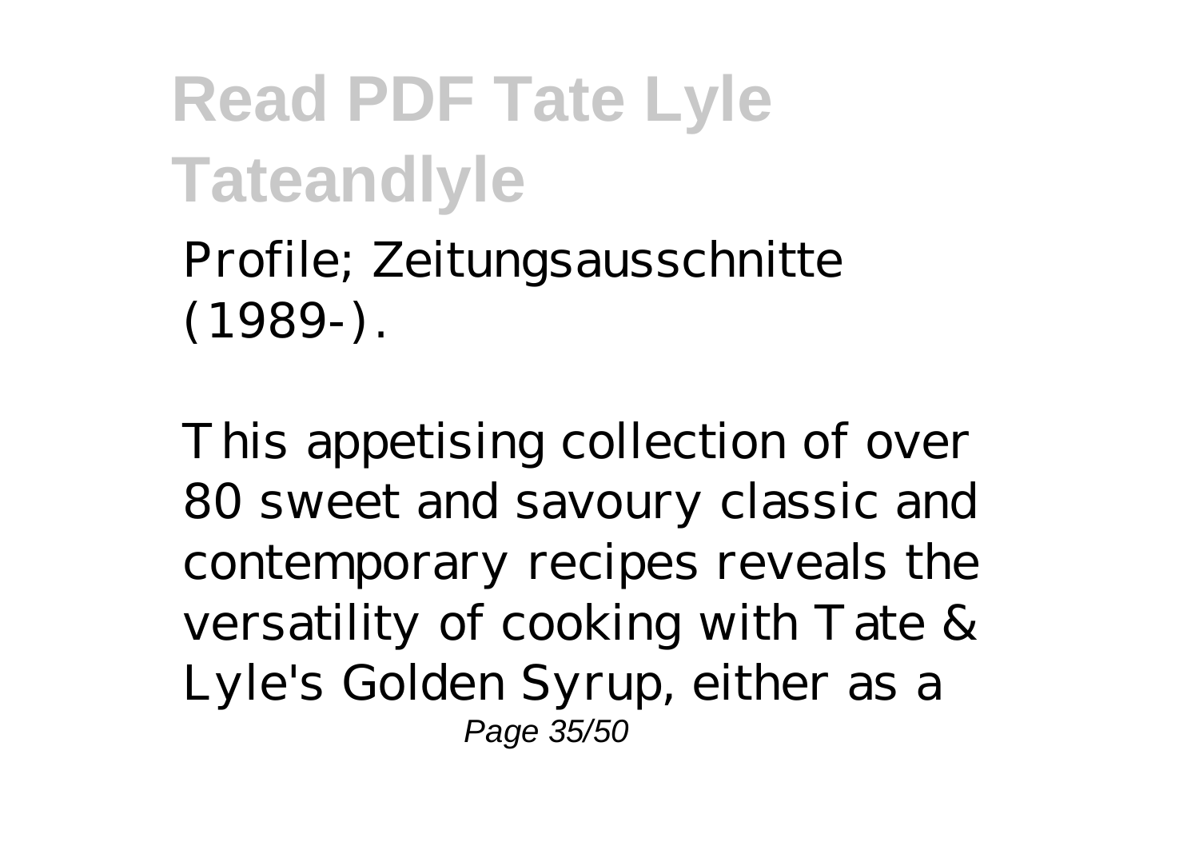Profile; Zeitungsausschnitte (1989-).

This appetising collection of over 80 sweet and savoury classic and contemporary recipes reveals the versatility of cooking with Tate & Lyle's Golden Syrup, either as a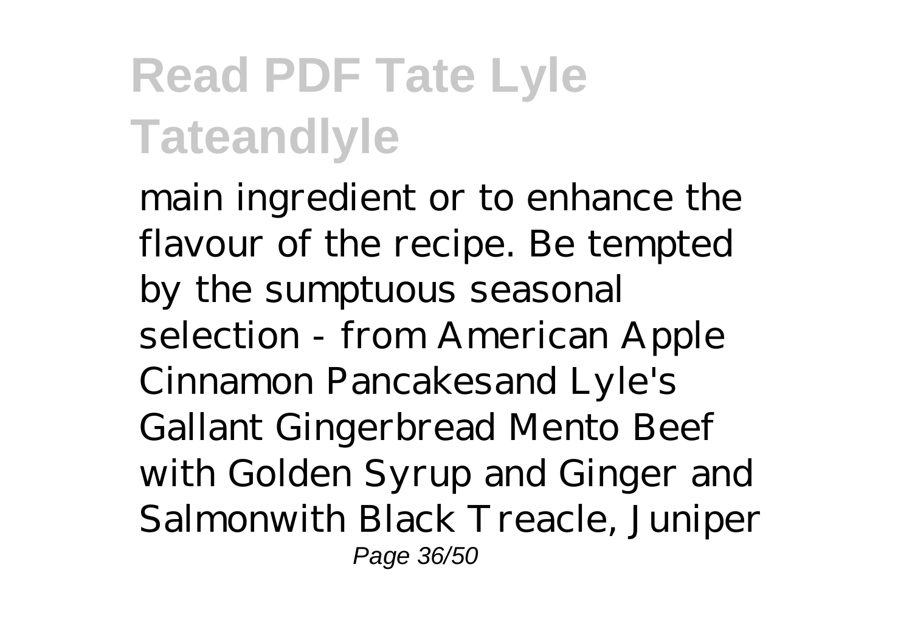main ingredient or to enhance the flavour of the recipe. Be tempted by the sumptuous seasonal selection - from American Apple Cinnamon Pancakesand Lyle's Gallant Gingerbread Mento Beef with Golden Syrup and Ginger and Salmonwith Black Treacle, Juniper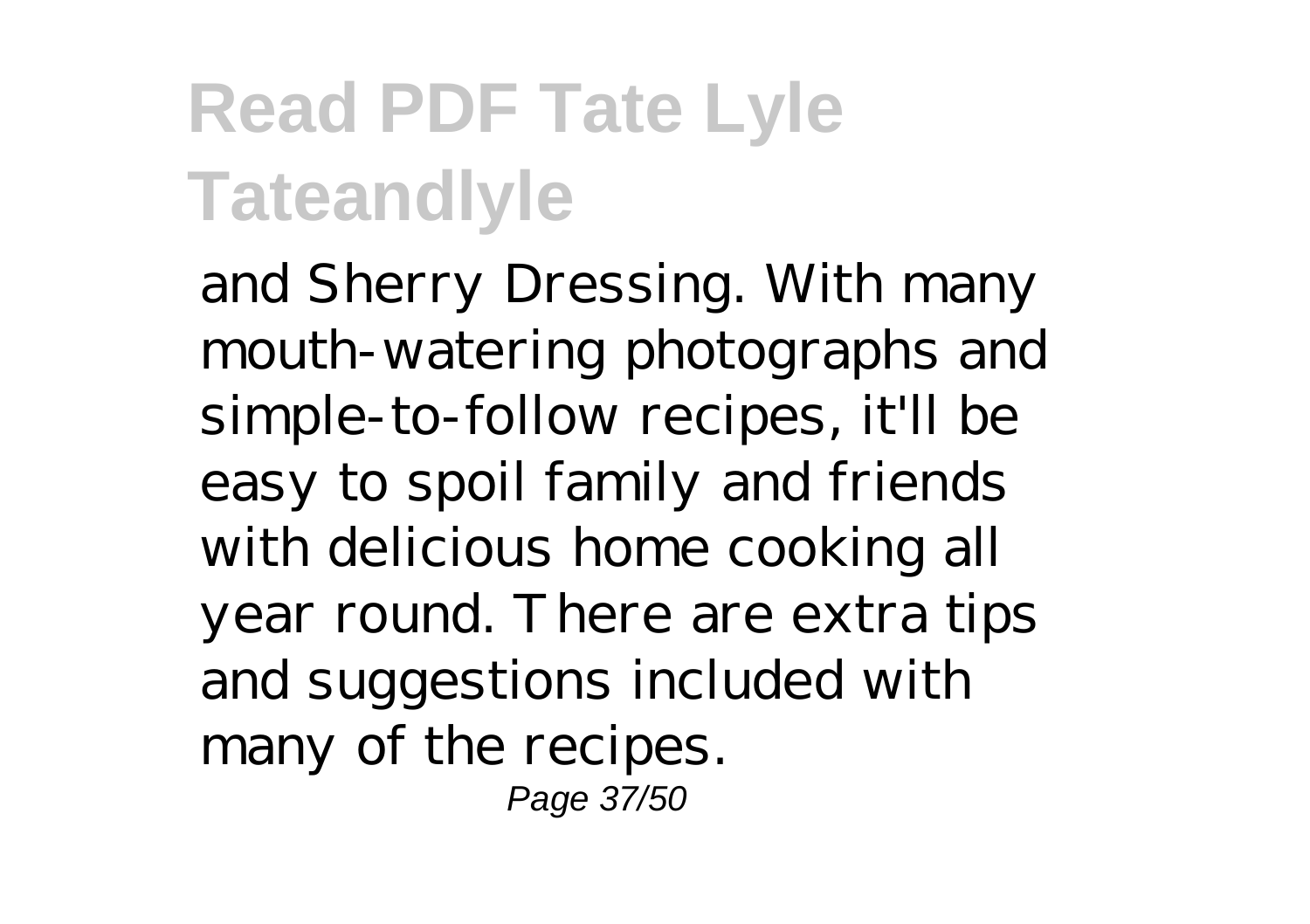and Sherry Dressing. With many mouth-watering photographs and simple-to-follow recipes, it'll be easy to spoil family and friends with delicious home cooking all year round. There are extra tips and suggestions included with many of the recipes.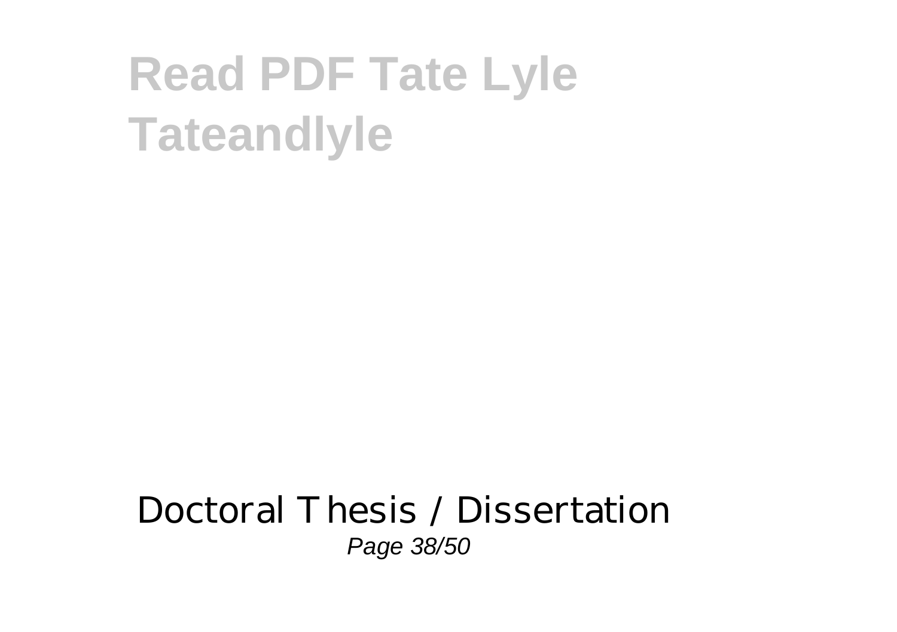Doctoral Thesis / Dissertation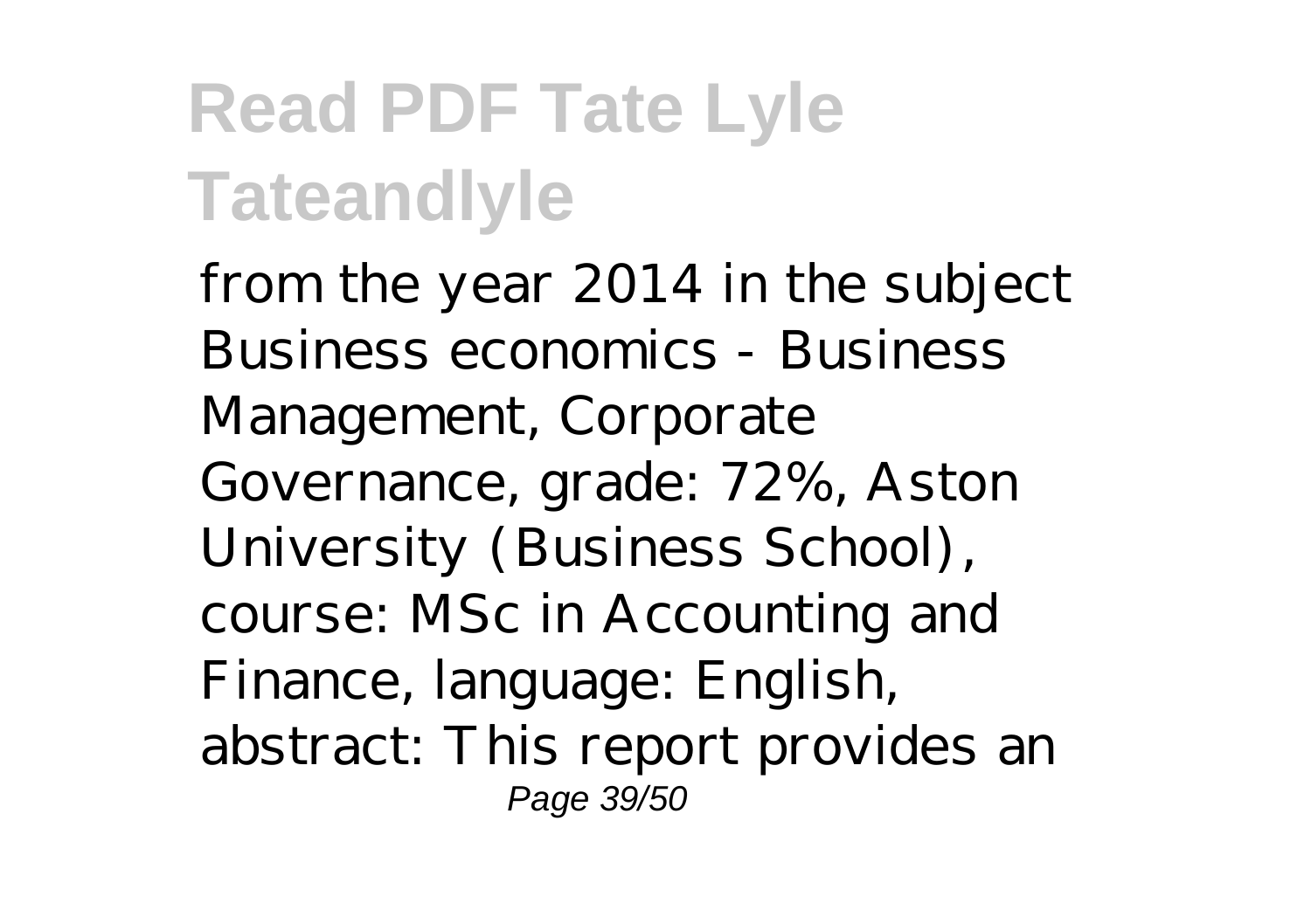from the year 2014 in the subject Business economics - Business Management, Corporate Governance, grade: 72%, Aston University (Business School), course: MSc in Accounting and Finance, language: English, abstract: This report provides an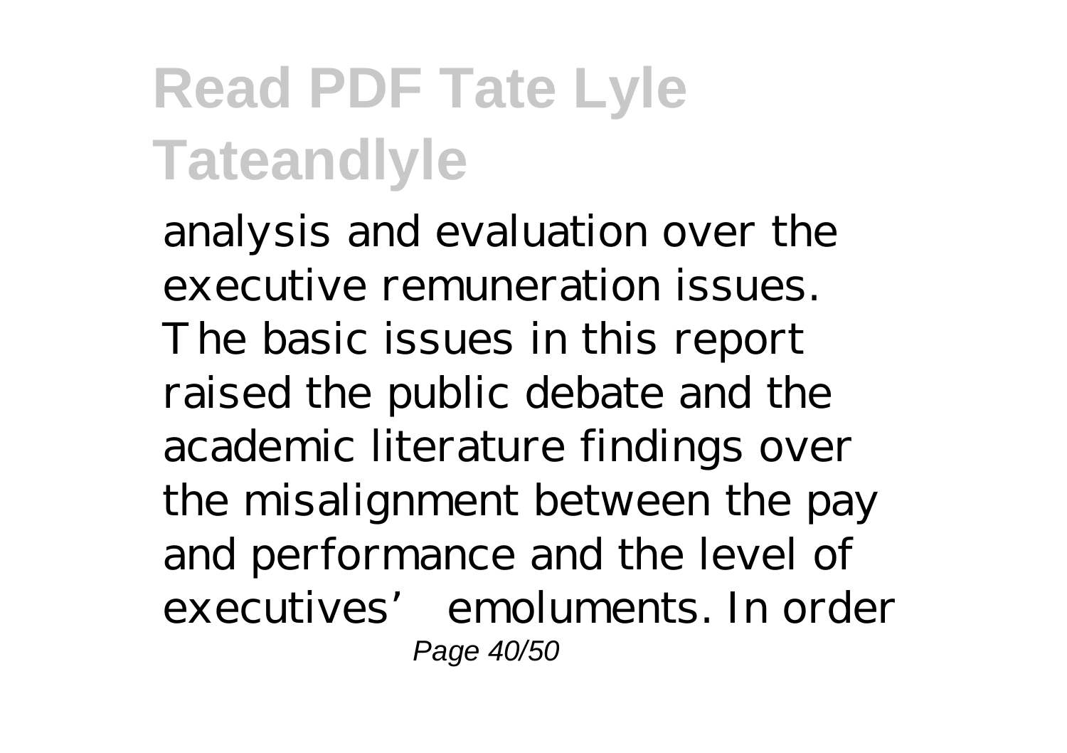analysis and evaluation over the executive remuneration issues. The basic issues in this report raised the public debate and the academic literature findings over the misalignment between the pay and performance and the level of executives' emoluments. In order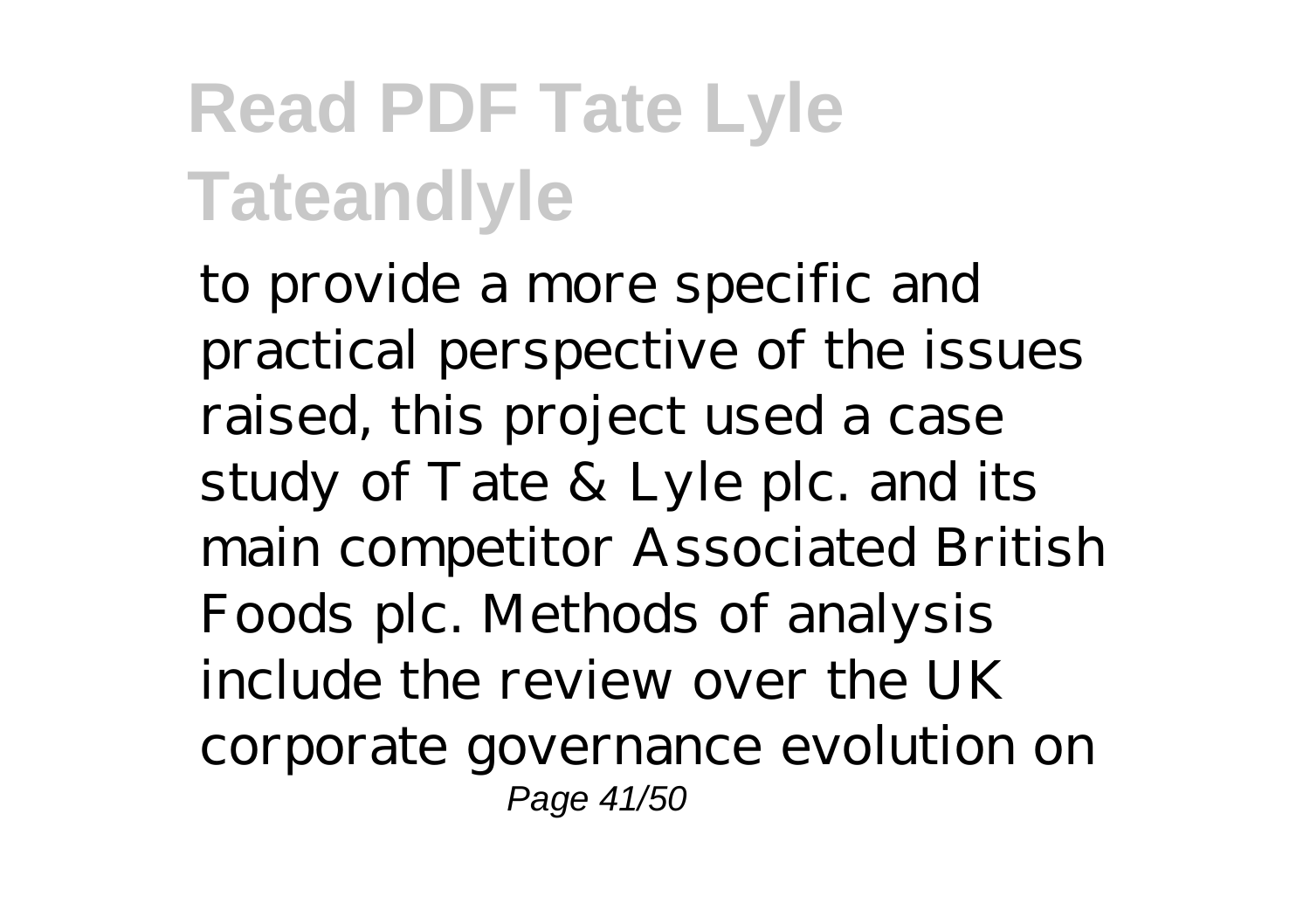# Read PDF Tate Lyle Tateandlyle

to provide a more specific and practical perspective of the issues raised, this project used a case study of Tate & Lyle plc. and its main competitor Associated British Foods plc. Methods of analysis include the review over the UK corporate governance evolution on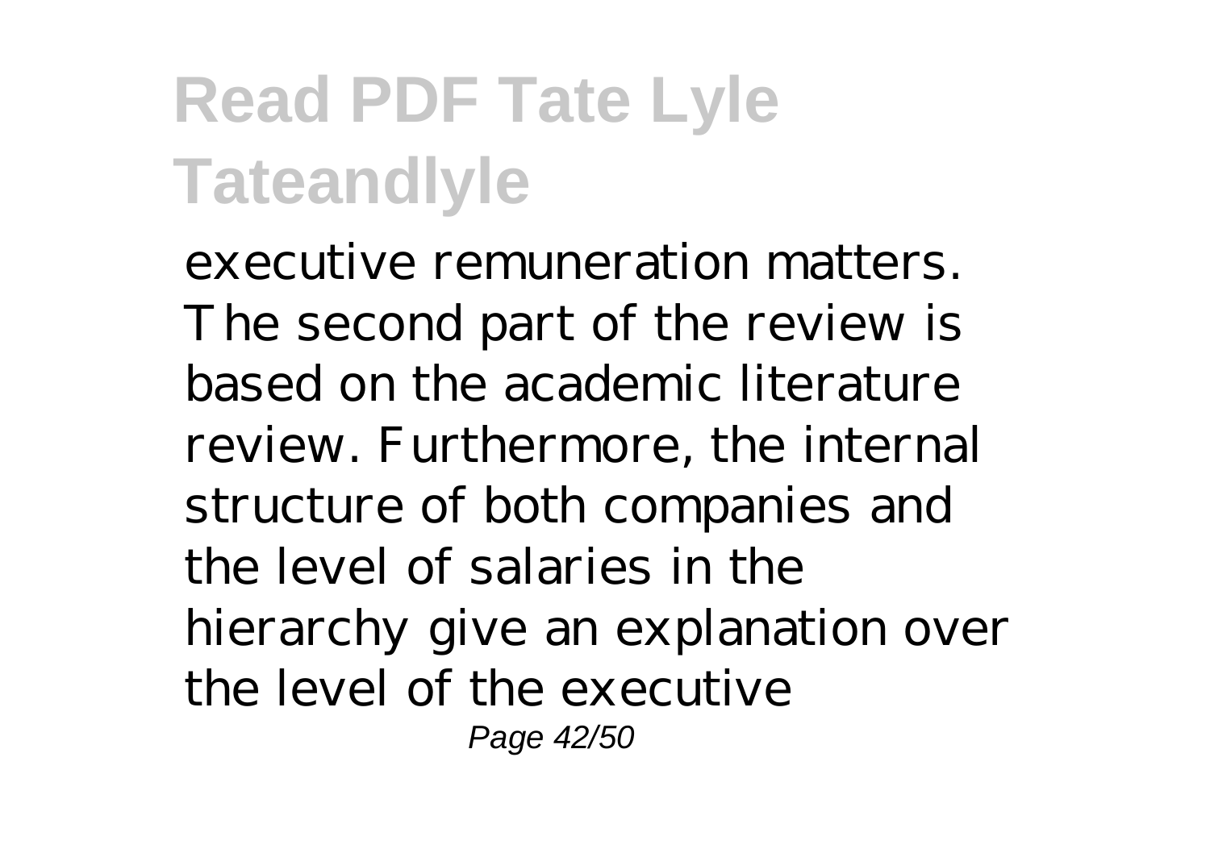executive remuneration matters. The second part of the review is based on the academic literature review. Furthermore, the internal structure of both companies and the level of salaries in the hierarchy give an explanation over the level of the executive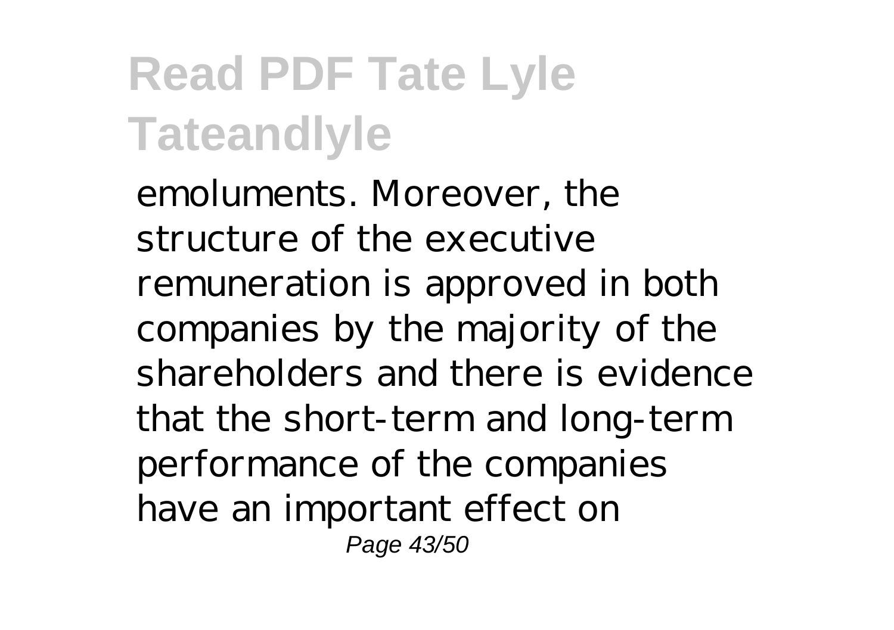emoluments. Moreover, the structure of the executive remuneration is approved in both companies by the majority of the shareholders and there is evidence that the short-term and long-term performance of the companies have an important effect on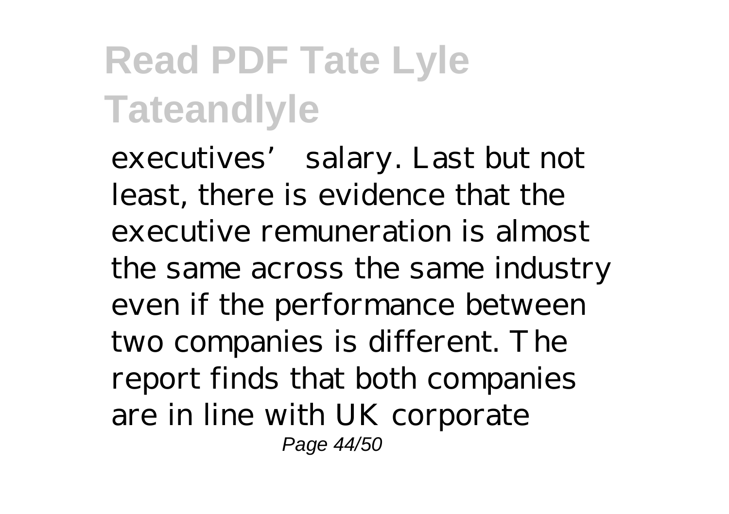# Read PDF Tate Lyle Tateandlyle

executives' salary. Last but not least, there is evidence that the executive remuneration is almost the same across the same industry even if the performance between two companies is different. The report finds that both companies are in line with UK corporate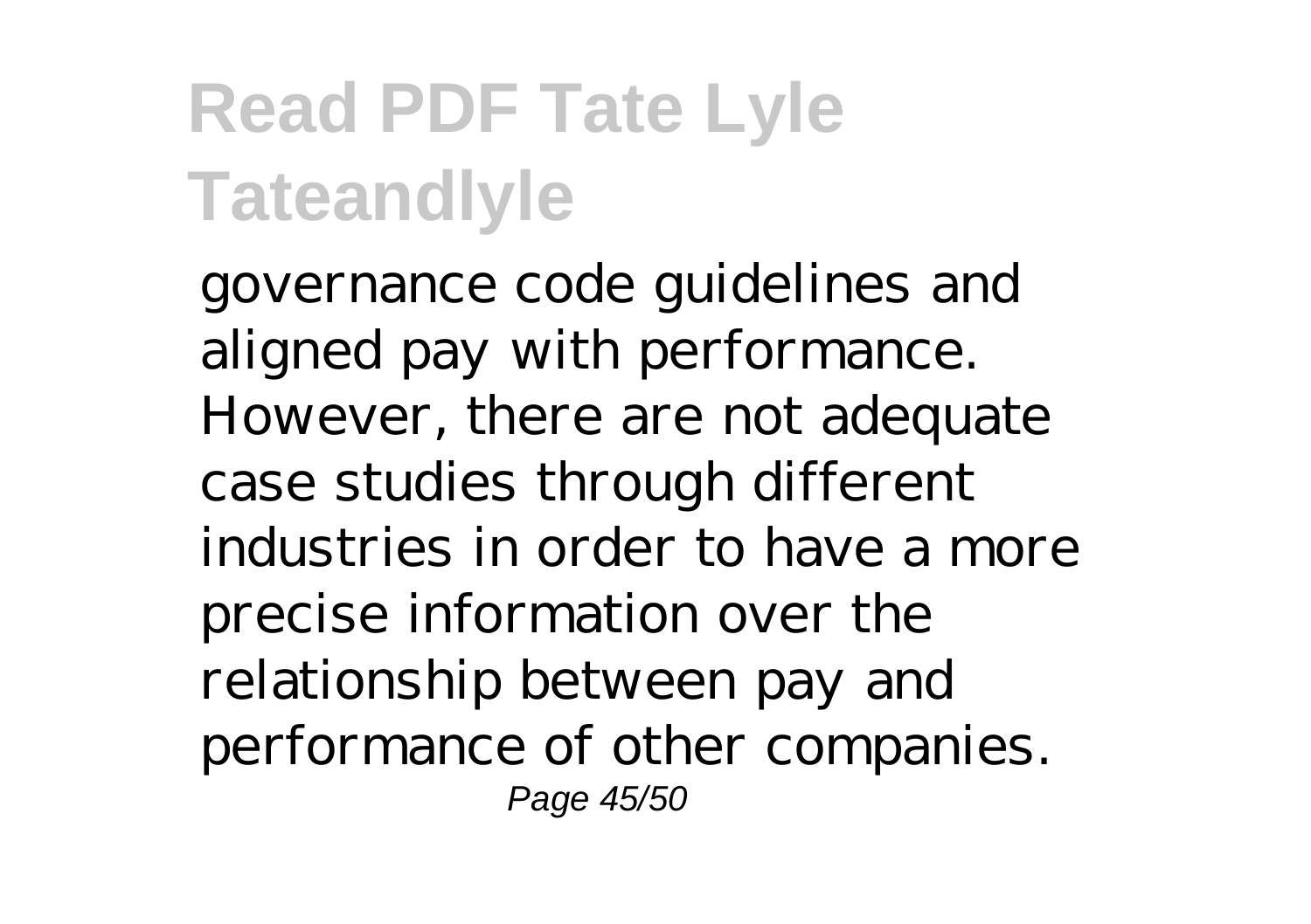governance code guidelines and aligned pay with performance. However, there are not adequate case studies through different industries in order to have a more precise information over the relationship between pay and performance of other companies.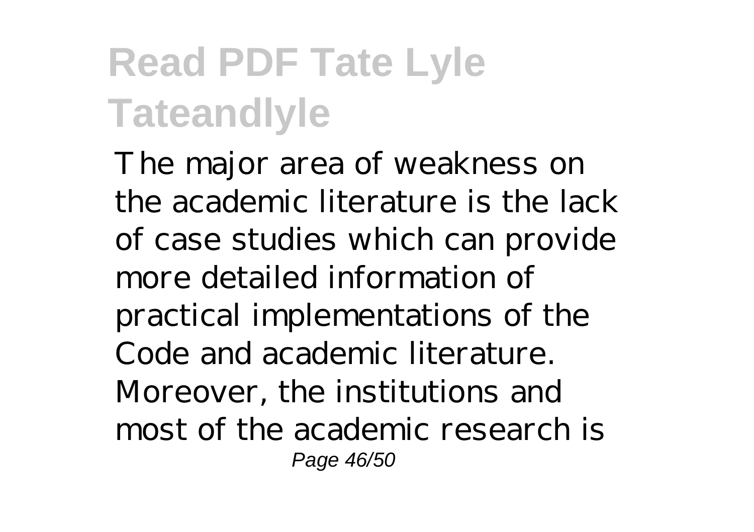# Read PDF Tate Lyle Tateandlyle

The major area of weakness on the academic literature is the lack of case studies which can provide more detailed information of practical implementations of the Code and academic literature. Moreover, the institutions and most of the academic research is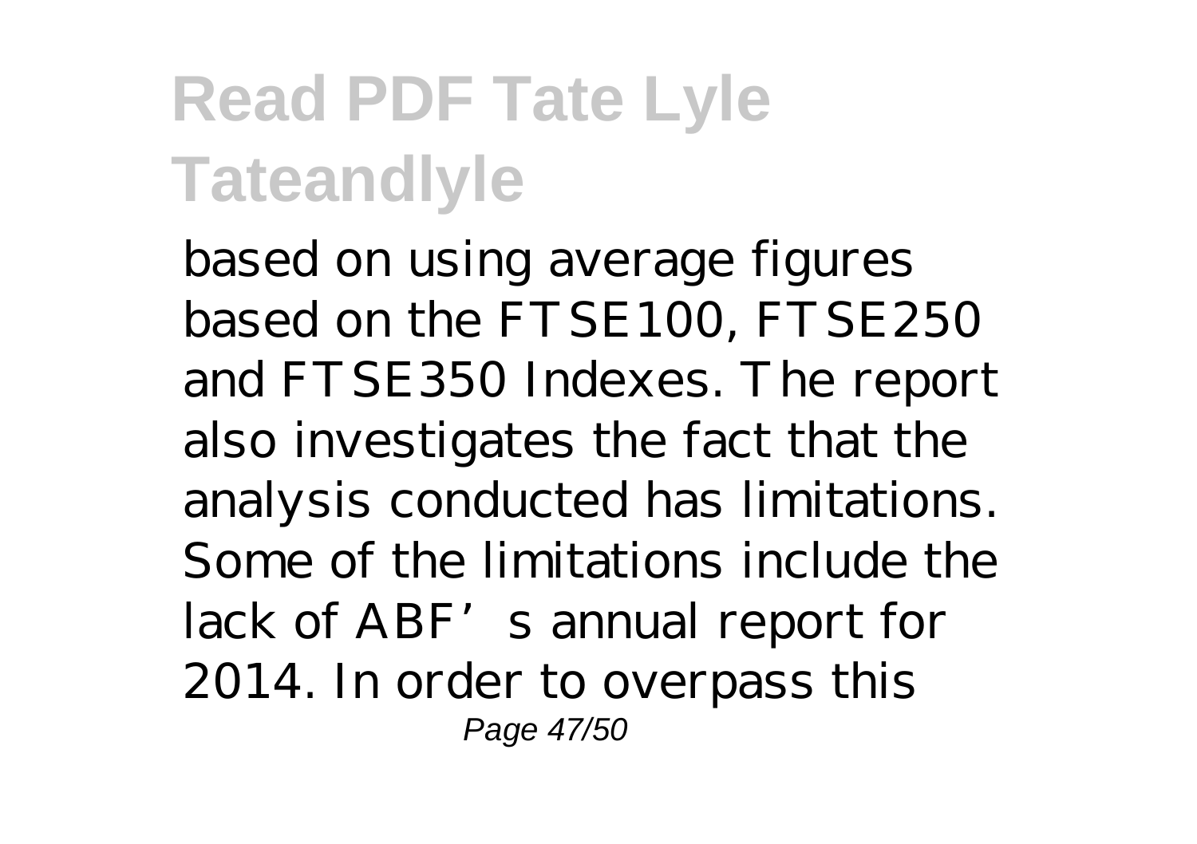# Read PDF Tate Lyle Tateandlyle

based on using average figures based on the FTSE100, FTSE250 and FTSE350 Indexes. The report also investigates the fact that the analysis conducted has limitations. Some of the limitations include the lack of ABF's annual report for 2014. In order to overpass this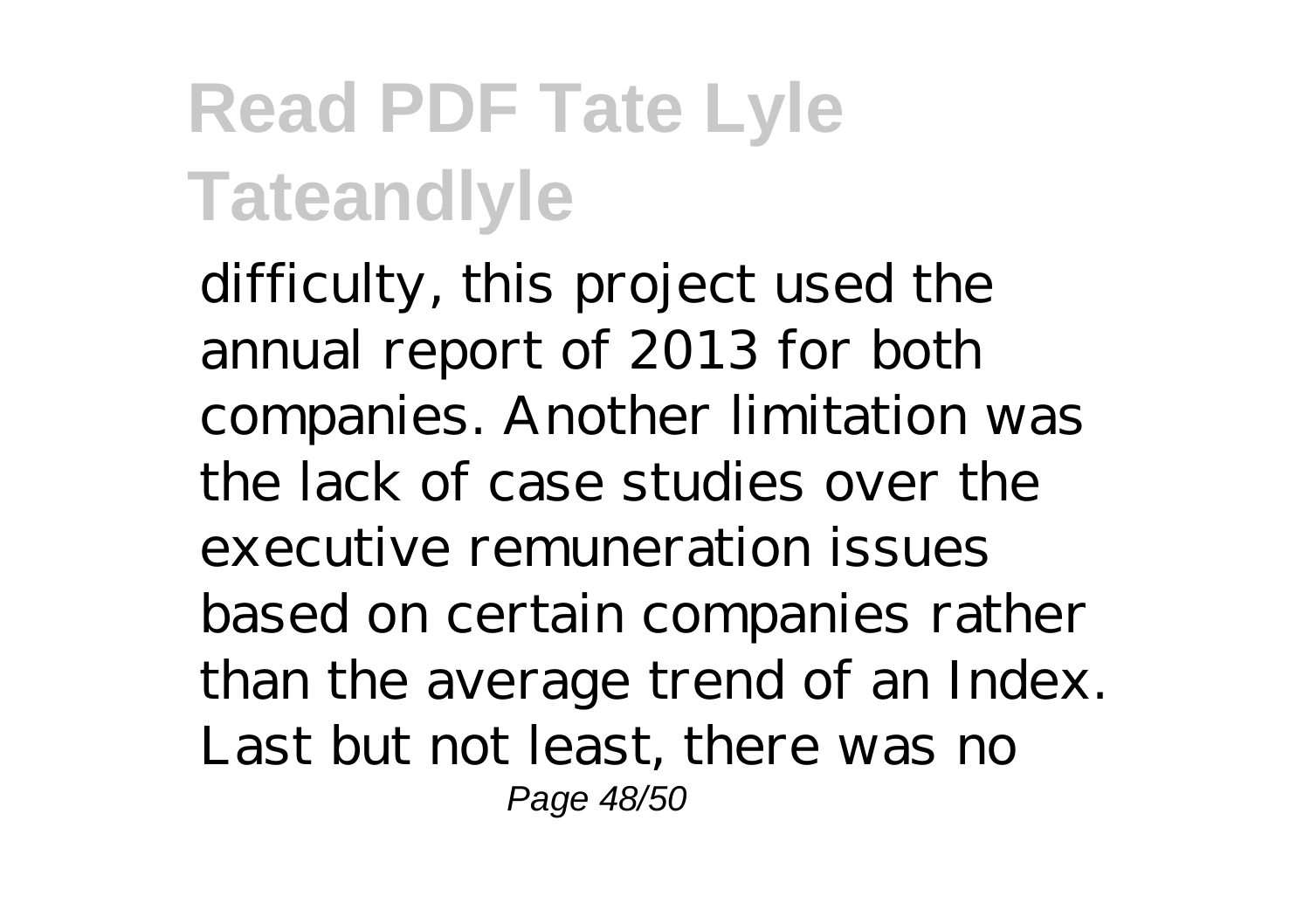difficulty, this project used the annual report of 2013 for both companies. Another limitation was the lack of case studies over the executive remuneration issues based on certain companies rather than the average trend of an Index. Last but not least, there was no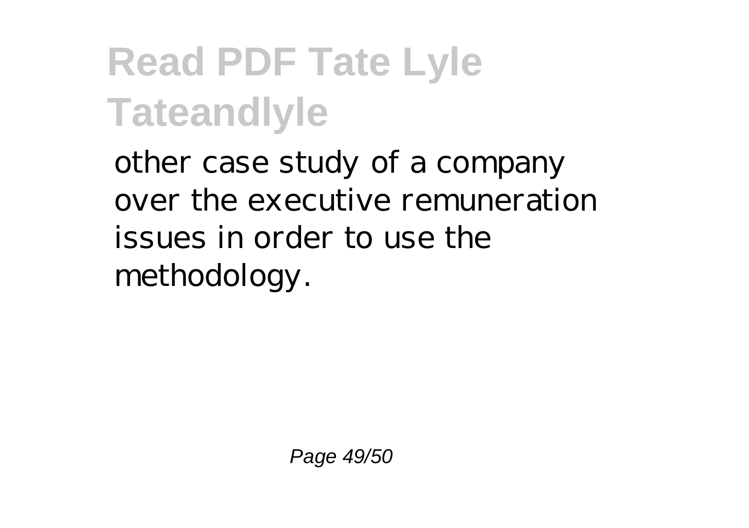other case study of a company over the executive remuneration issues in order to use the methodology.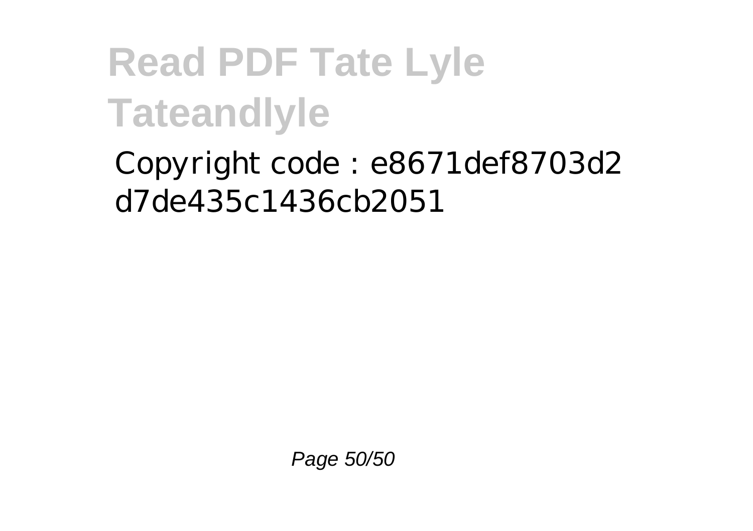Copyright code : e8671def8703d2d7de435c1436cb2051